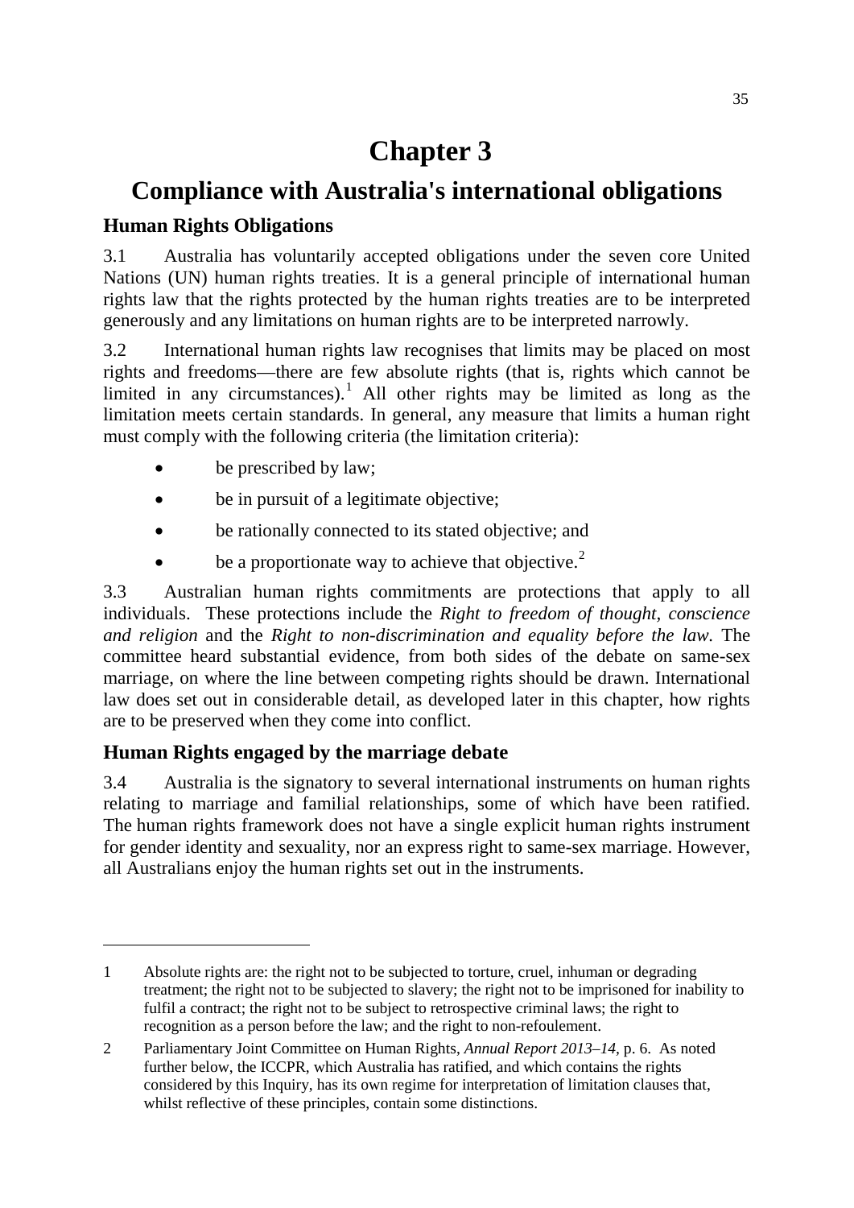# Chapter 3

# Compliance with Australia's international obligations

## Human Rights Obligations

3.1 Australia has voluntarily accepted obligations under the seven core United Nations (UN) human rights treaties. It is a general principle of international human rights law that the rights protected by the human rights treaties are to be interpreted generously and any limitations on human rights are to be interpreted narrowly.

3.2 International human rights law recognises that limits may be placed on most rights and freedoms—there are few absolute rights (that is, rights which cannot be limited in any circumstances).[1] All other rights may be limited as long as the limitation meets certain standards. In general, any measure that limits a human right must comply with the following criteria (the limitation criteria):

- be prescribed by law;
- be in pursuit of a legitimate objective;
- be rationally connected to its stated objective; and
- be a proportionate way to achieve that objective.[2]

3.3 Australian human rights commitments are protections that apply to all individuals. These protections include the *Right to freedom of thought, conscience and religion* and the *Right to non-discrimination and equality before the law*. The committee heard substantial evidence, from both sides of the debate on same-sex marriage, on where the line between competing rights should be drawn. International law does set out in considerable detail, as developed later in this chapter, how rights are to be preserved when they come into conflict.

## Human Rights engaged by the marriage debate

3.4 Australia is the signatory to several international instruments on human rights relating to marriage and familial relationships, some of which have been ratified. The human rights framework does not have a single explicit human rights instrument for gender identity and sexuality, nor an express right to same-sex marriage. However, all Australians enjoy the human rights set out in the instruments.

---

1 Absolute rights are: the right not to be subjected to torture, cruel, inhuman or degrading treatment; the right not to be subjected to slavery; the right not to be imprisoned for inability to fulfil a contract; the right not to be subject to retrospective criminal laws; the right to recognition as a person before the law; and the right to non-refoulement.

2 Parliamentary Joint Committee on Human Rights, *Annual Report 2013–14*, p. 6. As noted further below, the ICCPR, which Australia has ratified, and which contains the rights considered by this Inquiry, has its own regime for interpretation of limitation clauses that, whilst reflective of these principles, contain some distinctions.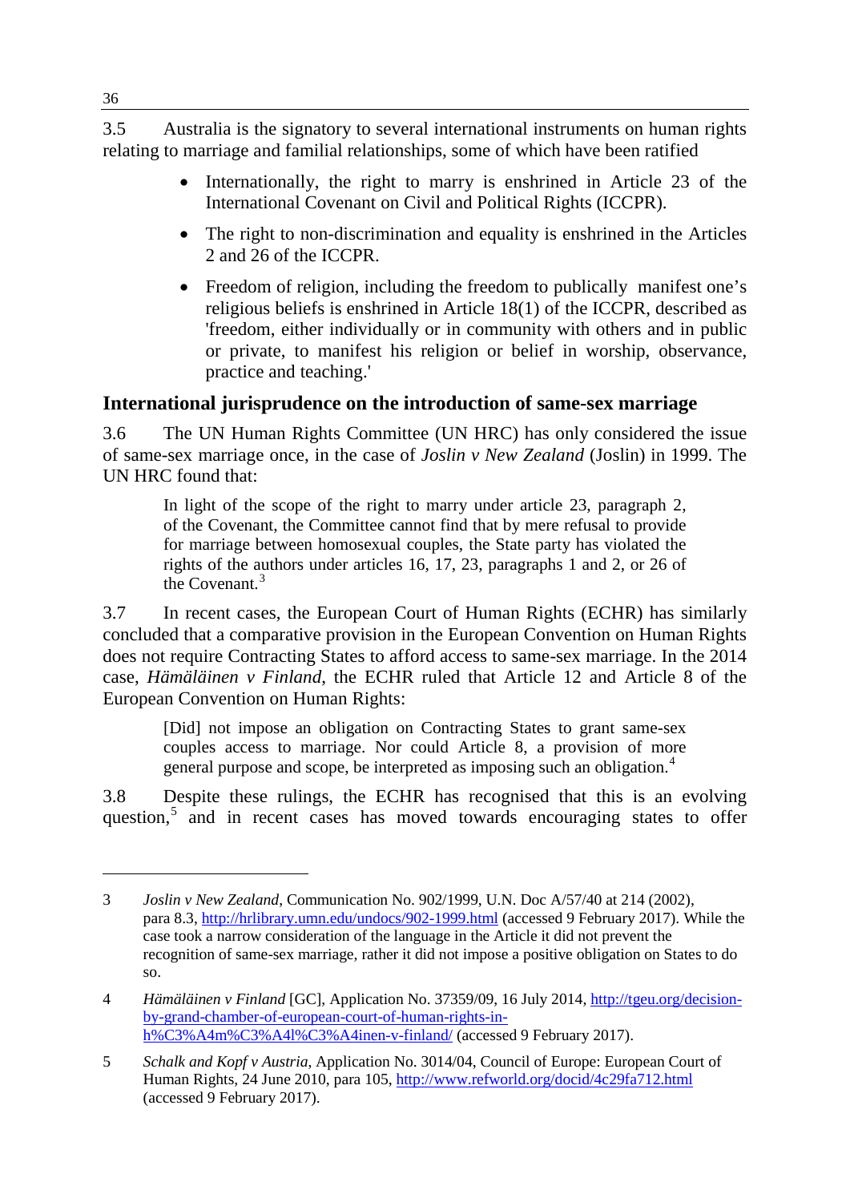3.5 Australia is the signatory to several international instruments on human rights relating to marriage and familial relationships, some of which have been ratified

- Internationally, the right to marry is enshrined in Article 23 of the International Covenant on Civil and Political Rights (ICCPR).
- The right to non-discrimination and equality is enshrined in the Articles 2 and 26 of the ICCPR.
- Freedom of religion, including the freedom to publically manifest one's religious beliefs is enshrined in Article 18(1) of the ICCPR, described as 'freedom, either individually or in community with others and in public or private, to manifest his religion or belief in worship, observance, practice and teaching.'

## International jurisprudence on the introduction of same-sex marriage

3.6 The UN Human Rights Committee (UN HRC) has only considered the issue of same-sex marriage once, in the case of *Joslin v New Zealand* (Joslin) in 1999. The UN HRC found that:

> In light of the scope of the right to marry under article 23, paragraph 2, of the Covenant, the Committee cannot find that by mere refusal to provide for marriage between homosexual couples, the State party has violated the rights of the authors under articles 16, 17, 23, paragraphs 1 and 2, or 26 of the Covenant.[3]

3.7 In recent cases, the European Court of Human Rights (ECHR) has similarly concluded that a comparative provision in the European Convention on Human Rights does not require Contracting States to afford access to same-sex marriage. In the 2014 case, *Hämäläinen v Finland*, the ECHR ruled that Article 12 and Article 8 of the European Convention on Human Rights:

> [Did] not impose an obligation on Contracting States to grant same-sex couples access to marriage. Nor could Article 8, a provision of more general purpose and scope, be interpreted as imposing such an obligation.[4]

3.8 Despite these rulings, the ECHR has recognised that this is an evolving question,[5] and in recent cases has moved towards encouraging states to offer

---

3 *Joslin v New Zealand*, Communication No. 902/1999, U.N. Doc A/57/40 at 214 (2002), para 8.3, http://hrlibrary.umn.edu/undocs/902-1999.html (accessed 9 February 2017). While the case took a narrow consideration of the language in the Article it did not prevent the recognition of same-sex marriage, rather it did not impose a positive obligation on States to do so.

4 *Hämäläinen v Finland* [GC], Application No. 37359/09, 16 July 2014, http://tgeu.org/decision-by-grand-chamber-of-european-court-of-human-rights-in-h%C3%A4m%C3%A4l%C3%A4inen-v-finland/ (accessed 9 February 2017).

5 *Schalk and Kopf v Austria*, Application No. 3014/04, Council of Europe: European Court of Human Rights, 24 June 2010, para 105, http://www.refworld.org/docid/4c29fa712.html (accessed 9 February 2017).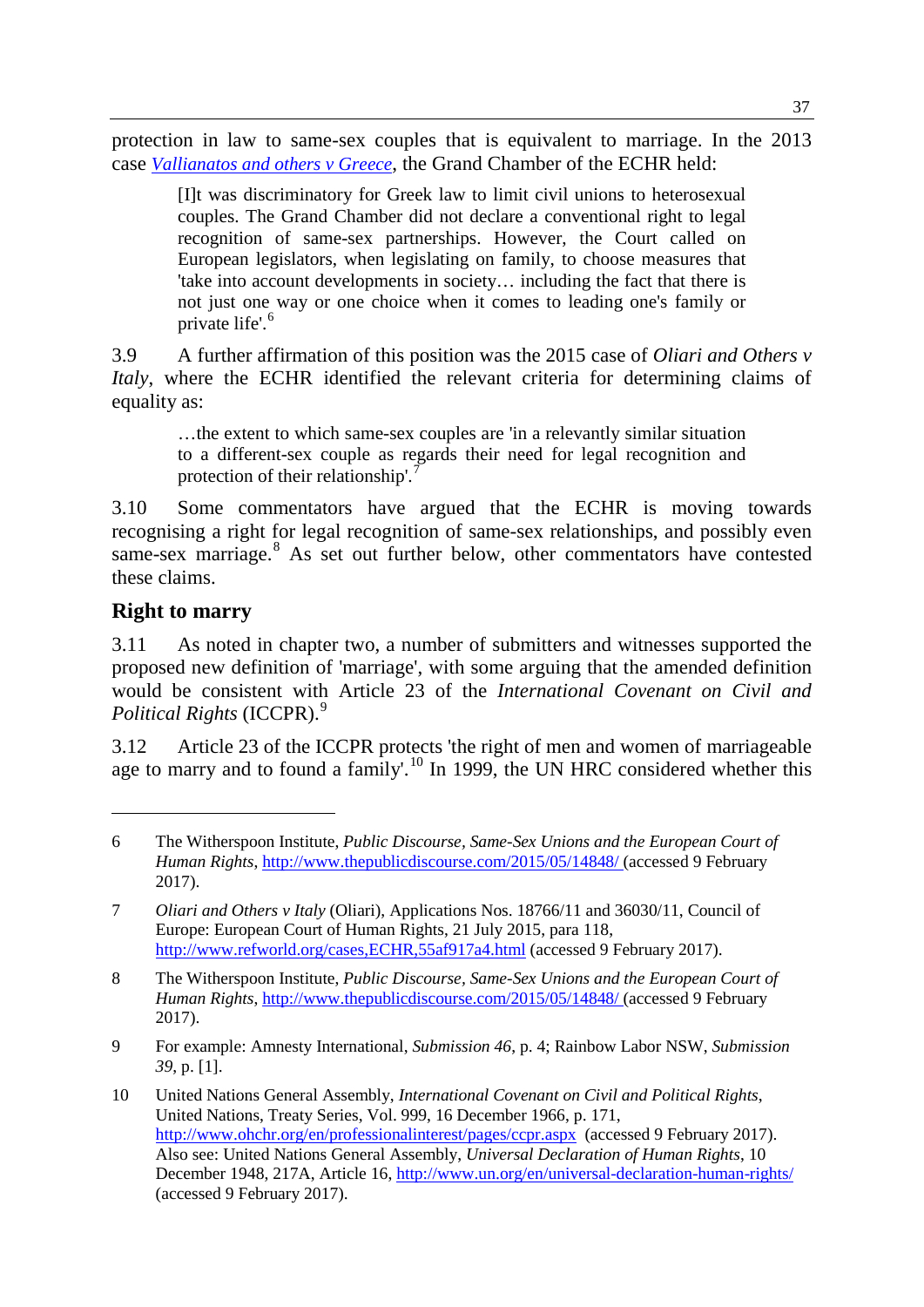protection in law to same-sex couples that is equivalent to marriage. In the 2013 case *Vallianatos and others v Greece*, the Grand Chamber of the ECHR held:

> [I]t was discriminatory for Greek law to limit civil unions to heterosexual couples. The Grand Chamber did not declare a conventional right to legal recognition of same-sex partnerships. However, the Court called on European legislators, when legislating on family, to choose measures that 'take into account developments in society… including the fact that there is not just one way or one choice when it comes to leading one's family or private life'.[6]

3.9 A further affirmation of this position was the 2015 case of *Oliari and Others v Italy*, where the ECHR identified the relevant criteria for determining claims of equality as:

> …the extent to which same-sex couples are 'in a relevantly similar situation to a different-sex couple as regards their need for legal recognition and protection of their relationship'.[7]

3.10 Some commentators have argued that the ECHR is moving towards recognising a right for legal recognition of same-sex relationships, and possibly even same-sex marriage.[8] As set out further below, other commentators have contested these claims.

## Right to marry

3.11 As noted in chapter two, a number of submitters and witnesses supported the proposed new definition of 'marriage', with some arguing that the amended definition would be consistent with Article 23 of the *International Covenant on Civil and Political Rights* (ICCPR).[9]

3.12 Article 23 of the ICCPR protects 'the right of men and women of marriageable age to marry and to found a family'.[10] In 1999, the UN HRC considered whether this

---

6 The Witherspoon Institute, *Public Discourse*, *Same-Sex Unions and the European Court of Human Rights*, http://www.thepublicdiscourse.com/2015/05/14848/ (accessed 9 February 2017).

7 *Oliari and Others v Italy* (Oliari), Applications Nos. 18766/11 and 36030/11, Council of Europe: European Court of Human Rights, 21 July 2015, para 118, http://www.refworld.org/cases,ECHR,55af917a4.html (accessed 9 February 2017).

8 The Witherspoon Institute, *Public Discourse*, *Same-Sex Unions and the European Court of Human Rights*, http://www.thepublicdiscourse.com/2015/05/14848/ (accessed 9 February 2017).

9 For example: Amnesty International, *Submission 46*, p. 4; Rainbow Labor NSW, *Submission 39*, p. [1].

10 United Nations General Assembly, *International Covenant on Civil and Political Rights*, United Nations, Treaty Series, Vol. 999, 16 December 1966, p. 171, http://www.ohchr.org/en/professionalinterest/pages/ccpr.aspx (accessed 9 February 2017). Also see: United Nations General Assembly, *Universal Declaration of Human Rights*, 10 December 1948, 217A, Article 16, http://www.un.org/en/universal-declaration-human-rights/ (accessed 9 February 2017).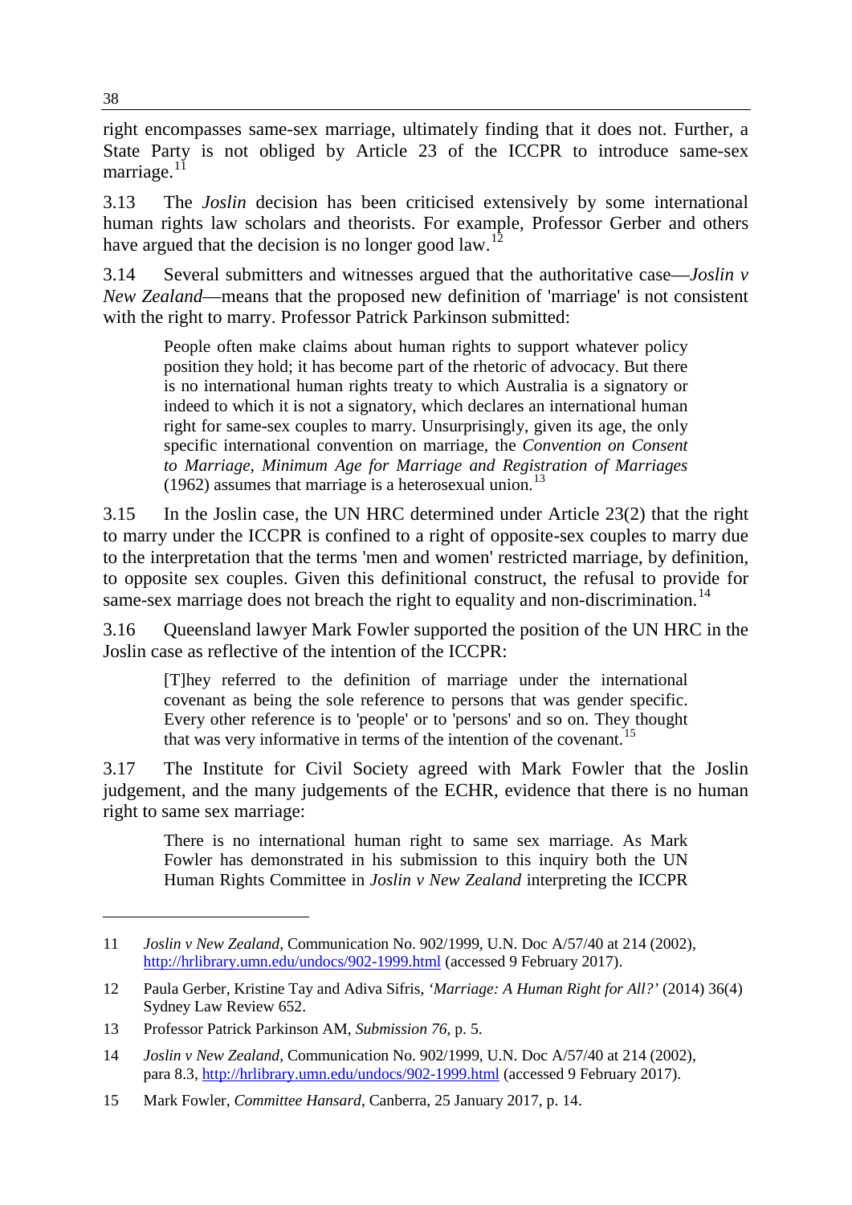right encompasses same-sex marriage, ultimately finding that it does not. Further, a State Party is not obliged by Article 23 of the ICCPR to introduce same-sex marriage.[11]

3.13 The *Joslin* decision has been criticised extensively by some international human rights law scholars and theorists. For example, Professor Gerber and others have argued that the decision is no longer good law.[12]

3.14 Several submitters and witnesses argued that the authoritative case—*Joslin v New Zealand*—means that the proposed new definition of 'marriage' is not consistent with the right to marry. Professor Patrick Parkinson submitted:

> People often make claims about human rights to support whatever policy position they hold; it has become part of the rhetoric of advocacy. But there is no international human rights treaty to which Australia is a signatory or indeed to which it is not a signatory, which declares an international human right for same-sex couples to marry. Unsurprisingly, given its age, the only specific international convention on marriage, the *Convention on Consent to Marriage, Minimum Age for Marriage and Registration of Marriages* (1962) assumes that marriage is a heterosexual union.[13]

3.15 In the Joslin case, the UN HRC determined under Article 23(2) that the right to marry under the ICCPR is confined to a right of opposite-sex couples to marry due to the interpretation that the terms 'men and women' restricted marriage, by definition, to opposite sex couples. Given this definitional construct, the refusal to provide for same-sex marriage does not breach the right to equality and non-discrimination.[14]

3.16 Queensland lawyer Mark Fowler supported the position of the UN HRC in the Joslin case as reflective of the intention of the ICCPR:

> [T]hey referred to the definition of marriage under the international covenant as being the sole reference to persons that was gender specific. Every other reference is to 'people' or to 'persons' and so on. They thought that was very informative in terms of the intention of the covenant.[15]

3.17 The Institute for Civil Society agreed with Mark Fowler that the Joslin judgement, and the many judgements of the ECHR, evidence that there is no human right to same sex marriage:

> There is no international human right to same sex marriage. As Mark Fowler has demonstrated in his submission to this inquiry both the UN Human Rights Committee in *Joslin v New Zealand* interpreting the ICCPR

---

11 *Joslin v New Zealand*, Communication No. 902/1999, U.N. Doc A/57/40 at 214 (2002), http://hrlibrary.umn.edu/undocs/902-1999.html (accessed 9 February 2017).

12 Paula Gerber, Kristine Tay and Adiva Sifris, *'Marriage: A Human Right for All?'* (2014) 36(4) Sydney Law Review 652.

13 Professor Patrick Parkinson AM, *Submission 76*, p. 5.

14 *Joslin v New Zealand*, Communication No. 902/1999, U.N. Doc A/57/40 at 214 (2002), para 8.3, http://hrlibrary.umn.edu/undocs/902-1999.html (accessed 9 February 2017).

15 Mark Fowler, *Committee Hansard*, Canberra, 25 January 2017, p. 14.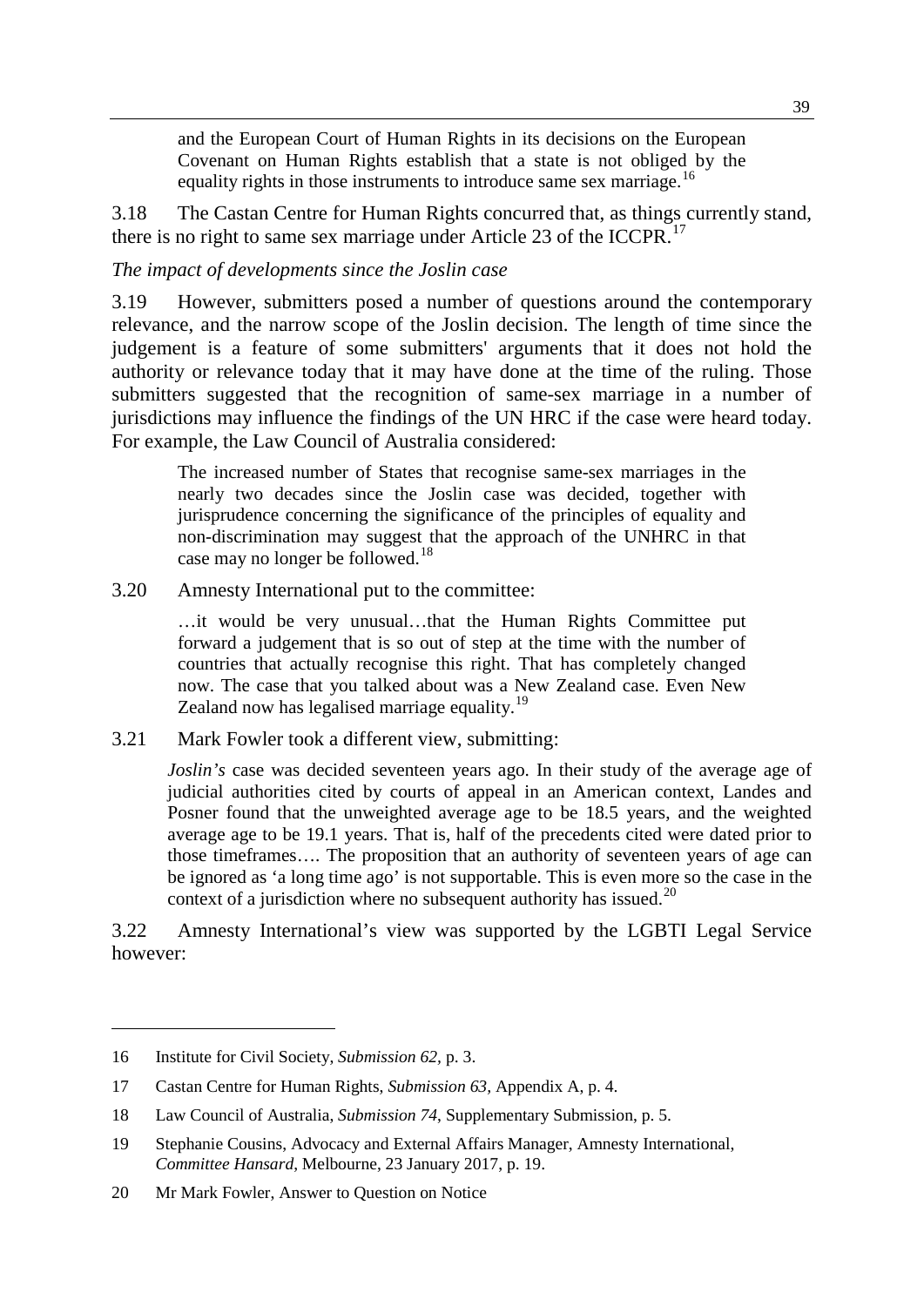> and the European Court of Human Rights in its decisions on the European Covenant on Human Rights establish that a state is not obliged by the equality rights in those instruments to introduce same sex marriage.[16]

3.18 The Castan Centre for Human Rights concurred that, as things currently stand, there is no right to same sex marriage under Article 23 of the ICCPR.[17]

*The impact of developments since the Joslin case*

3.19 However, submitters posed a number of questions around the contemporary relevance, and the narrow scope of the Joslin decision. The length of time since the judgement is a feature of some submitters' arguments that it does not hold the authority or relevance today that it may have done at the time of the ruling. Those submitters suggested that the recognition of same-sex marriage in a number of jurisdictions may influence the findings of the UN HRC if the case were heard today. For example, the Law Council of Australia considered:

> The increased number of States that recognise same-sex marriages in the nearly two decades since the Joslin case was decided, together with jurisprudence concerning the significance of the principles of equality and non-discrimination may suggest that the approach of the UNHRC in that case may no longer be followed.[18]

3.20 Amnesty International put to the committee:

> …it would be very unusual…that the Human Rights Committee put forward a judgement that is so out of step at the time with the number of countries that actually recognise this right. That has completely changed now. The case that you talked about was a New Zealand case. Even New Zealand now has legalised marriage equality.[19]

3.21 Mark Fowler took a different view, submitting:

> *Joslin's* case was decided seventeen years ago. In their study of the average age of judicial authorities cited by courts of appeal in an American context, Landes and Posner found that the unweighted average age to be 18.5 years, and the weighted average age to be 19.1 years. That is, half of the precedents cited were dated prior to those timeframes…. The proposition that an authority of seventeen years of age can be ignored as 'a long time ago' is not supportable. This is even more so the case in the context of a jurisdiction where no subsequent authority has issued.[20]

3.22 Amnesty International's view was supported by the LGBTI Legal Service however:

---

16 Institute for Civil Society, *Submission 62*, p. 3.

17 Castan Centre for Human Rights, *Submission 63*, Appendix A, p. 4.

18 Law Council of Australia, *Submission 74*, Supplementary Submission, p. 5.

19 Stephanie Cousins, Advocacy and External Affairs Manager, Amnesty International, *Committee Hansard*, Melbourne, 23 January 2017, p. 19.

20 Mr Mark Fowler, Answer to Question on Notice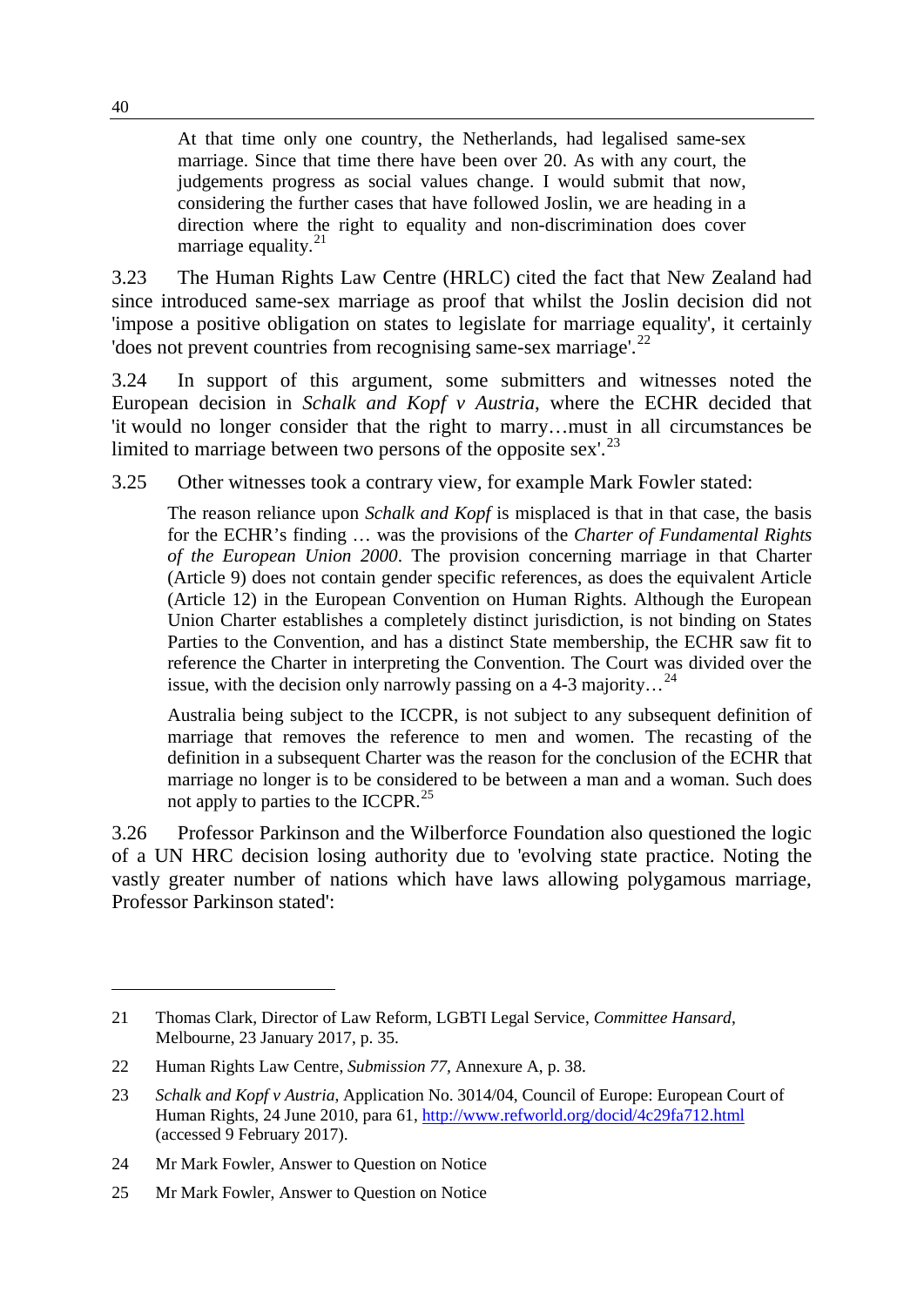> At that time only one country, the Netherlands, had legalised same-sex marriage. Since that time there have been over 20. As with any court, the judgements progress as social values change. I would submit that now, considering the further cases that have followed Joslin, we are heading in a direction where the right to equality and non-discrimination does cover marriage equality.[21]

3.23 The Human Rights Law Centre (HRLC) cited the fact that New Zealand had since introduced same-sex marriage as proof that whilst the Joslin decision did not 'impose a positive obligation on states to legislate for marriage equality', it certainly 'does not prevent countries from recognising same-sex marriage'.[22]

3.24 In support of this argument, some submitters and witnesses noted the European decision in *Schalk and Kopf v Austria*, where the ECHR decided that 'it would no longer consider that the right to marry…must in all circumstances be limited to marriage between two persons of the opposite sex'.[23]

3.25 Other witnesses took a contrary view, for example Mark Fowler stated:

> The reason reliance upon *Schalk and Kopf* is misplaced is that in that case, the basis for the ECHR's finding … was the provisions of the *Charter of Fundamental Rights of the European Union 2000*. The provision concerning marriage in that Charter (Article 9) does not contain gender specific references, as does the equivalent Article (Article 12) in the European Convention on Human Rights. Although the European Union Charter establishes a completely distinct jurisdiction, is not binding on States Parties to the Convention, and has a distinct State membership, the ECHR saw fit to reference the Charter in interpreting the Convention. The Court was divided over the issue, with the decision only narrowly passing on a 4-3 majority…[24]
>
> Australia being subject to the ICCPR, is not subject to any subsequent definition of marriage that removes the reference to men and women. The recasting of the definition in a subsequent Charter was the reason for the conclusion of the ECHR that marriage no longer is to be considered to be between a man and a woman. Such does not apply to parties to the ICCPR.[25]

3.26 Professor Parkinson and the Wilberforce Foundation also questioned the logic of a UN HRC decision losing authority due to 'evolving state practice. Noting the vastly greater number of nations which have laws allowing polygamous marriage, Professor Parkinson stated':

---

21 Thomas Clark, Director of Law Reform, LGBTI Legal Service, *Committee Hansard*, Melbourne, 23 January 2017, p. 35.

22 Human Rights Law Centre, *Submission 77*, Annexure A, p. 38.

23 *Schalk and Kopf v Austria*, Application No. 3014/04, Council of Europe: European Court of Human Rights, 24 June 2010, para 61, http://www.refworld.org/docid/4c29fa712.html (accessed 9 February 2017).

24 Mr Mark Fowler, Answer to Question on Notice

25 Mr Mark Fowler, Answer to Question on Notice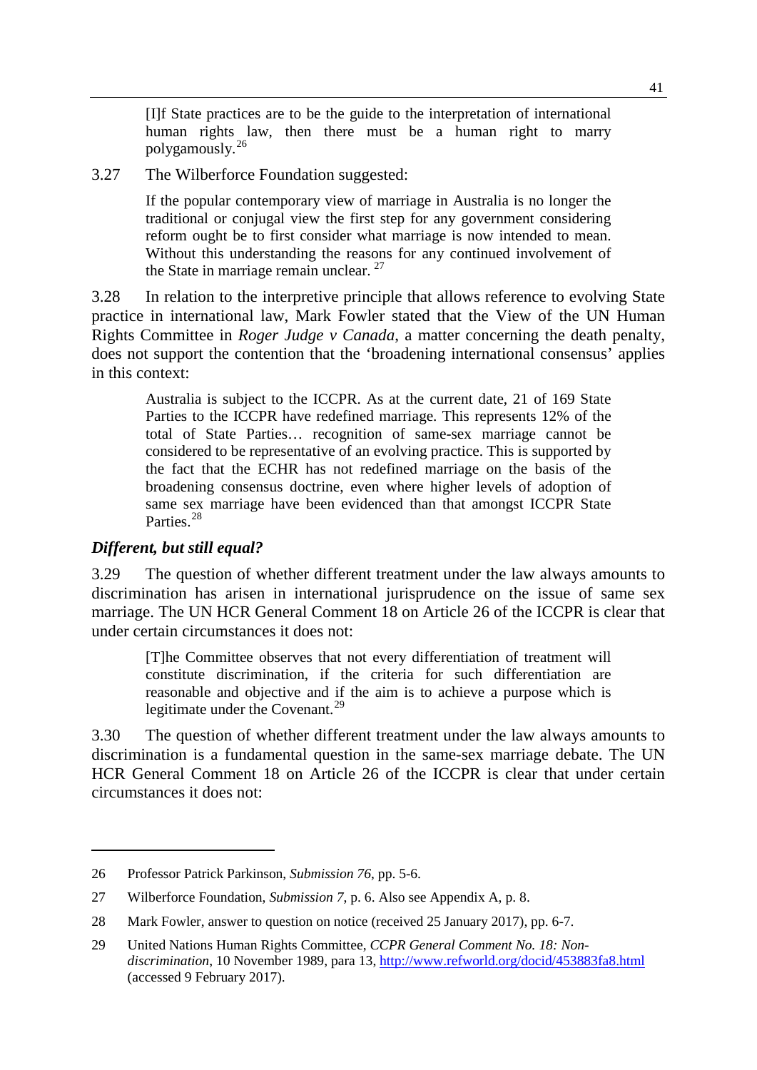> [I]f State practices are to be the guide to the interpretation of international human rights law, then there must be a human right to marry polygamously.[26]

3.27 The Wilberforce Foundation suggested:

> If the popular contemporary view of marriage in Australia is no longer the traditional or conjugal view the first step for any government considering reform ought be to first consider what marriage is now intended to mean. Without this understanding the reasons for any continued involvement of the State in marriage remain unclear.[27]

3.28 In relation to the interpretive principle that allows reference to evolving State practice in international law, Mark Fowler stated that the View of the UN Human Rights Committee in *Roger Judge v Canada*, a matter concerning the death penalty, does not support the contention that the 'broadening international consensus' applies in this context:

> Australia is subject to the ICCPR. As at the current date, 21 of 169 State Parties to the ICCPR have redefined marriage. This represents 12% of the total of State Parties… recognition of same-sex marriage cannot be considered to be representative of an evolving practice. This is supported by the fact that the ECHR has not redefined marriage on the basis of the broadening consensus doctrine, even where higher levels of adoption of same sex marriage have been evidenced than that amongst ICCPR State Parties.[28]

### *Different, but still equal?*

3.29 The question of whether different treatment under the law always amounts to discrimination has arisen in international jurisprudence on the issue of same sex marriage. The UN HCR General Comment 18 on Article 26 of the ICCPR is clear that under certain circumstances it does not:

> [T]he Committee observes that not every differentiation of treatment will constitute discrimination, if the criteria for such differentiation are reasonable and objective and if the aim is to achieve a purpose which is legitimate under the Covenant.[29]

3.30 The question of whether different treatment under the law always amounts to discrimination is a fundamental question in the same-sex marriage debate. The UN HCR General Comment 18 on Article 26 of the ICCPR is clear that under certain circumstances it does not:

---

26 Professor Patrick Parkinson, *Submission 76*, pp. 5-6.

27 Wilberforce Foundation, *Submission 7*, p. 6. Also see Appendix A, p. 8.

28 Mark Fowler, answer to question on notice (received 25 January 2017), pp. 6-7.

29 United Nations Human Rights Committee, *CCPR General Comment No. 18: Non-discrimination*, 10 November 1989, para 13, http://www.refworld.org/docid/453883fa8.html (accessed 9 February 2017).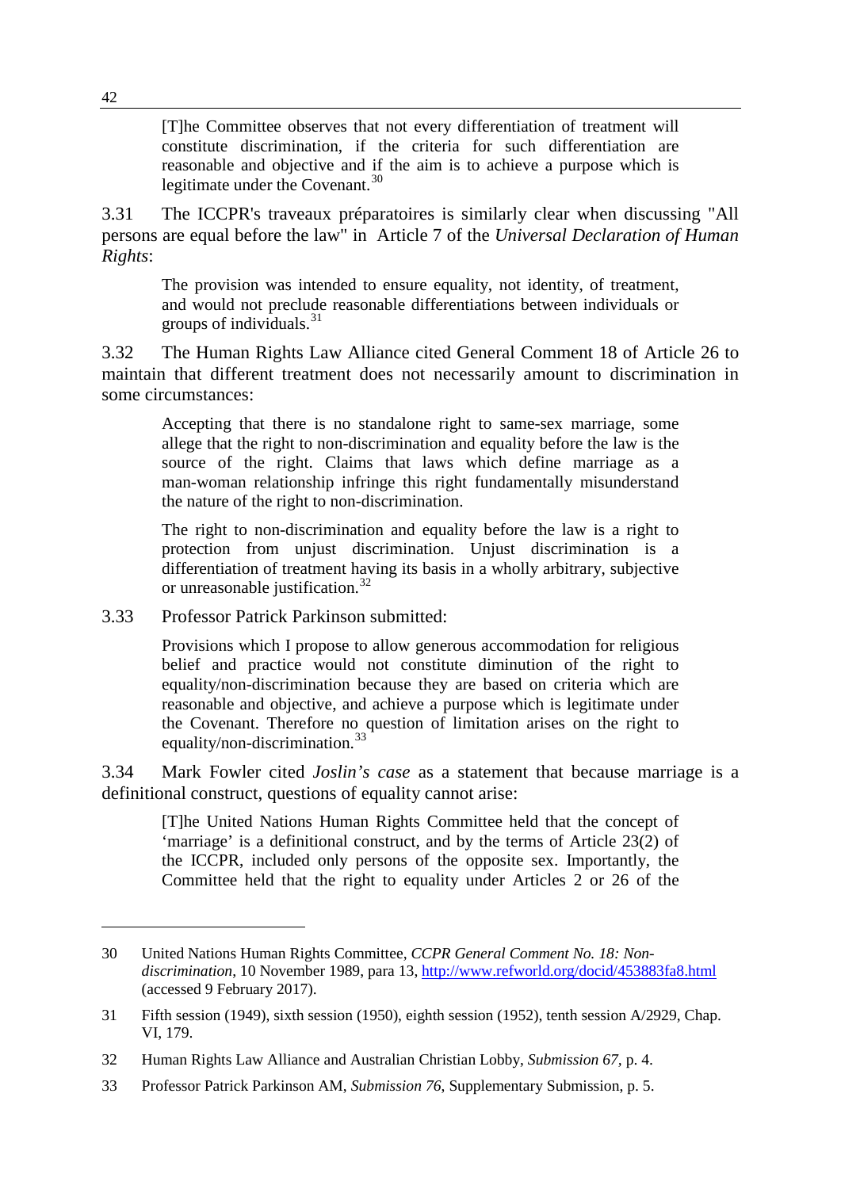> [T]he Committee observes that not every differentiation of treatment will constitute discrimination, if the criteria for such differentiation are reasonable and objective and if the aim is to achieve a purpose which is legitimate under the Covenant.[30]

3.31 The ICCPR's traveaux préparatoires is similarly clear when discussing "All persons are equal before the law" in Article 7 of the *Universal Declaration of Human Rights*:

> The provision was intended to ensure equality, not identity, of treatment, and would not preclude reasonable differentiations between individuals or groups of individuals.[31]

3.32 The Human Rights Law Alliance cited General Comment 18 of Article 26 to maintain that different treatment does not necessarily amount to discrimination in some circumstances:

> Accepting that there is no standalone right to same-sex marriage, some allege that the right to non-discrimination and equality before the law is the source of the right. Claims that laws which define marriage as a man-woman relationship infringe this right fundamentally misunderstand the nature of the right to non-discrimination.
>
> The right to non-discrimination and equality before the law is a right to protection from unjust discrimination. Unjust discrimination is a differentiation of treatment having its basis in a wholly arbitrary, subjective or unreasonable justification.[32]

3.33 Professor Patrick Parkinson submitted:

> Provisions which I propose to allow generous accommodation for religious belief and practice would not constitute diminution of the right to equality/non-discrimination because they are based on criteria which are reasonable and objective, and achieve a purpose which is legitimate under the Covenant. Therefore no question of limitation arises on the right to equality/non-discrimination.[33]

3.34 Mark Fowler cited *Joslin's case* as a statement that because marriage is a definitional construct, questions of equality cannot arise:

> [T]he United Nations Human Rights Committee held that the concept of 'marriage' is a definitional construct, and by the terms of Article 23(2) of the ICCPR, included only persons of the opposite sex. Importantly, the Committee held that the right to equality under Articles 2 or 26 of the

---

30 United Nations Human Rights Committee, *CCPR General Comment No. 18: Non-discrimination*, 10 November 1989, para 13, http://www.refworld.org/docid/453883fa8.html (accessed 9 February 2017).

31 Fifth session (1949), sixth session (1950), eighth session (1952), tenth session A/2929, Chap. VI, 179.

32 Human Rights Law Alliance and Australian Christian Lobby, *Submission 67*, p. 4.

33 Professor Patrick Parkinson AM, *Submission 76*, Supplementary Submission, p. 5.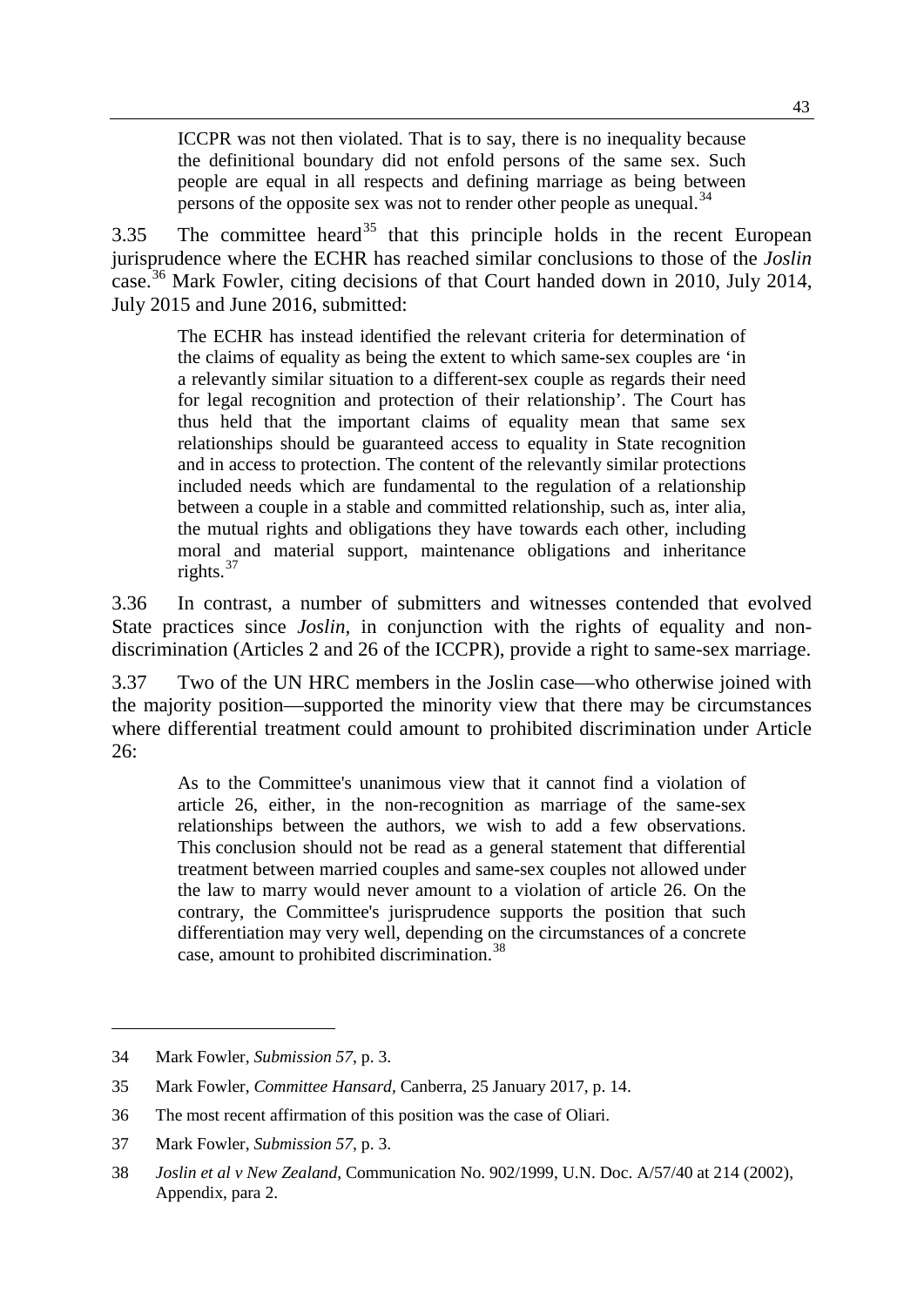> ICCPR was not then violated. That is to say, there is no inequality because the definitional boundary did not enfold persons of the same sex. Such people are equal in all respects and defining marriage as being between persons of the opposite sex was not to render other people as unequal.[34]

3.35 The committee heard[35] that this principle holds in the recent European jurisprudence where the ECHR has reached similar conclusions to those of the *Joslin* case.[36] Mark Fowler, citing decisions of that Court handed down in 2010, July 2014, July 2015 and June 2016, submitted:

> The ECHR has instead identified the relevant criteria for determination of the claims of equality as being the extent to which same-sex couples are 'in a relevantly similar situation to a different-sex couple as regards their need for legal recognition and protection of their relationship'. The Court has thus held that the important claims of equality mean that same sex relationships should be guaranteed access to equality in State recognition and in access to protection. The content of the relevantly similar protections included needs which are fundamental to the regulation of a relationship between a couple in a stable and committed relationship, such as, inter alia, the mutual rights and obligations they have towards each other, including moral and material support, maintenance obligations and inheritance rights.[37]

3.36 In contrast, a number of submitters and witnesses contended that evolved State practices since *Joslin,* in conjunction with the rights of equality and non-discrimination (Articles 2 and 26 of the ICCPR), provide a right to same-sex marriage.

3.37 Two of the UN HRC members in the Joslin case—who otherwise joined with the majority position—supported the minority view that there may be circumstances where differential treatment could amount to prohibited discrimination under Article 26:

> As to the Committee's unanimous view that it cannot find a violation of article 26, either, in the non-recognition as marriage of the same-sex relationships between the authors, we wish to add a few observations. This conclusion should not be read as a general statement that differential treatment between married couples and same-sex couples not allowed under the law to marry would never amount to a violation of article 26. On the contrary, the Committee's jurisprudence supports the position that such differentiation may very well, depending on the circumstances of a concrete case, amount to prohibited discrimination.[38]

---

34 Mark Fowler, *Submission 57*, p. 3.

35 Mark Fowler, *Committee Hansard*, Canberra, 25 January 2017, p. 14.

36 The most recent affirmation of this position was the case of Oliari.

37 Mark Fowler, *Submission 57*, p. 3.

38 *Joslin et al v New Zealand*, Communication No. 902/1999, U.N. Doc. A/57/40 at 214 (2002), Appendix, para 2.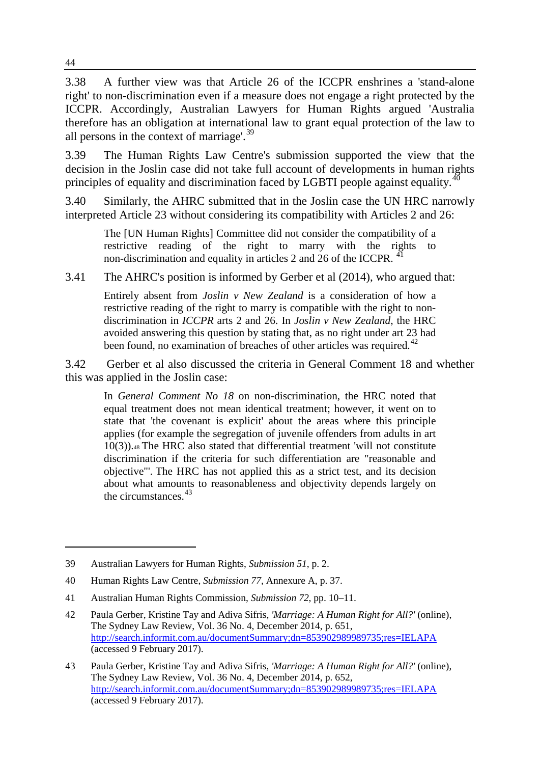3.38 A further view was that Article 26 of the ICCPR enshrines a 'stand-alone right' to non-discrimination even if a measure does not engage a right protected by the ICCPR. Accordingly, Australian Lawyers for Human Rights argued 'Australia therefore has an obligation at international law to grant equal protection of the law to all persons in the context of marriage'.[39]

3.39 The Human Rights Law Centre's submission supported the view that the decision in the Joslin case did not take full account of developments in human rights principles of equality and discrimination faced by LGBTI people against equality.[40]

3.40 Similarly, the AHRC submitted that in the Joslin case the UN HRC narrowly interpreted Article 23 without considering its compatibility with Articles 2 and 26:

> The [UN Human Rights] Committee did not consider the compatibility of a restrictive reading of the right to marry with the rights to non-discrimination and equality in articles 2 and 26 of the ICCPR.[41]

3.41 The AHRC's position is informed by Gerber et al (2014), who argued that:

> Entirely absent from *Joslin v New Zealand* is a consideration of how a restrictive reading of the right to marry is compatible with the right to non-discrimination in *ICCPR* arts 2 and 26. In *Joslin v New Zealand*, the HRC avoided answering this question by stating that, as no right under art 23 had been found, no examination of breaches of other articles was required.[42]

3.42 Gerber et al also discussed the criteria in General Comment 18 and whether this was applied in the Joslin case:

> In *General Comment No 18* on non-discrimination, the HRC noted that equal treatment does not mean identical treatment; however, it went on to state that 'the covenant is explicit' about the areas where this principle applies (for example the segregation of juvenile offenders from adults in art 10(3)).[48] The HRC also stated that differential treatment 'will not constitute discrimination if the criteria for such differentiation are "reasonable and objective"'. The HRC has not applied this as a strict test, and its decision about what amounts to reasonableness and objectivity depends largely on the circumstances.[43]

---

39 Australian Lawyers for Human Rights, *Submission 51*, p. 2.

40 Human Rights Law Centre, *Submission 77*, Annexure A, p. 37.

41 Australian Human Rights Commission, *Submission 72*, pp. 10–11.

42 Paula Gerber, Kristine Tay and Adiva Sifris, *'Marriage: A Human Right for All?'* (online), The Sydney Law Review, Vol. 36 No. 4, December 2014, p. 651, http://search.informit.com.au/documentSummary;dn=853902989989735;res=IELAPA (accessed 9 February 2017).

43 Paula Gerber, Kristine Tay and Adiva Sifris, *'Marriage: A Human Right for All?'* (online), The Sydney Law Review, Vol. 36 No. 4, December 2014, p. 652, http://search.informit.com.au/documentSummary;dn=853902989989735;res=IELAPA (accessed 9 February 2017).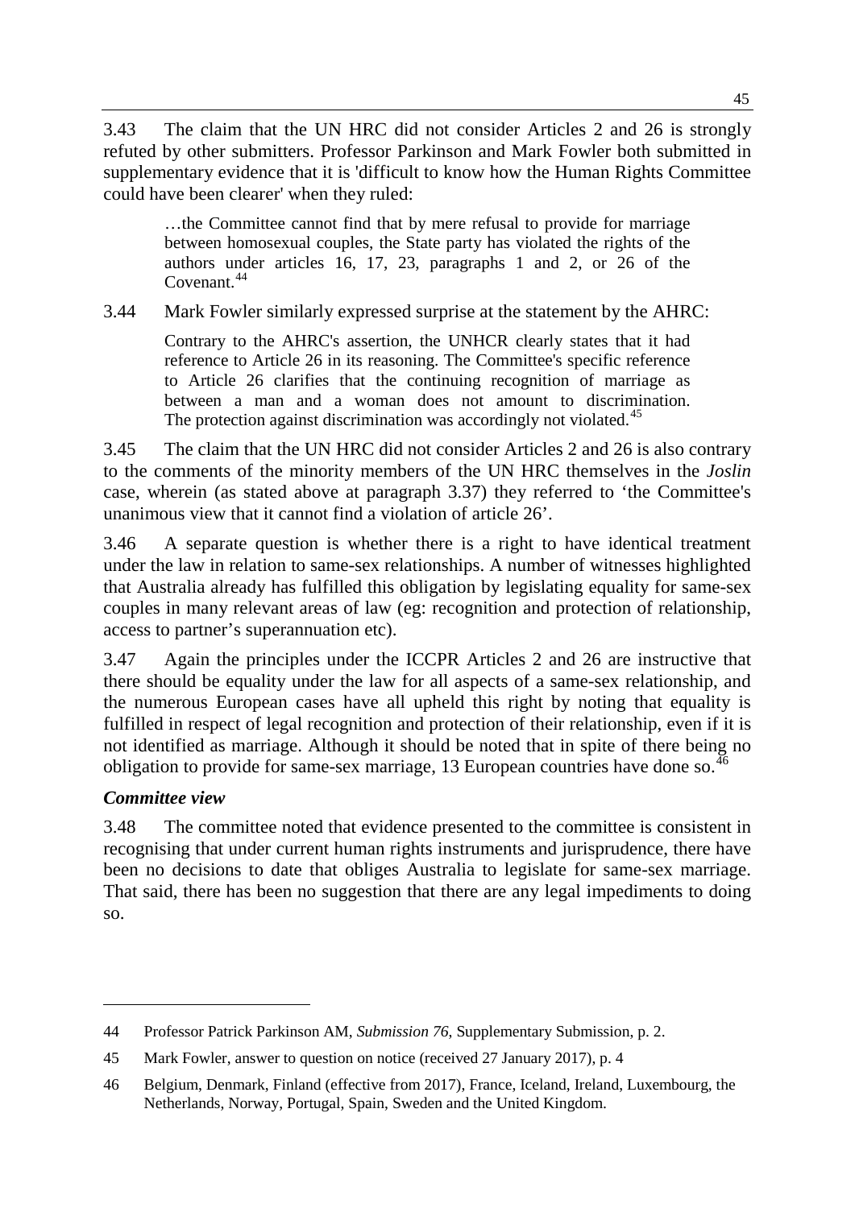3.43 The claim that the UN HRC did not consider Articles 2 and 26 is strongly refuted by other submitters. Professor Parkinson and Mark Fowler both submitted in supplementary evidence that it is 'difficult to know how the Human Rights Committee could have been clearer' when they ruled:

> …the Committee cannot find that by mere refusal to provide for marriage between homosexual couples, the State party has violated the rights of the authors under articles 16, 17, 23, paragraphs 1 and 2, or 26 of the Covenant.[44]

3.44 Mark Fowler similarly expressed surprise at the statement by the AHRC:

> Contrary to the AHRC's assertion, the UNHCR clearly states that it had reference to Article 26 in its reasoning. The Committee's specific reference to Article 26 clarifies that the continuing recognition of marriage as between a man and a woman does not amount to discrimination. The protection against discrimination was accordingly not violated.[45]

3.45 The claim that the UN HRC did not consider Articles 2 and 26 is also contrary to the comments of the minority members of the UN HRC themselves in the *Joslin* case, wherein (as stated above at paragraph 3.37) they referred to 'the Committee's unanimous view that it cannot find a violation of article 26'.

3.46 A separate question is whether there is a right to have identical treatment under the law in relation to same-sex relationships. A number of witnesses highlighted that Australia already has fulfilled this obligation by legislating equality for same-sex couples in many relevant areas of law (eg: recognition and protection of relationship, access to partner's superannuation etc).

3.47 Again the principles under the ICCPR Articles 2 and 26 are instructive that there should be equality under the law for all aspects of a same-sex relationship, and the numerous European cases have all upheld this right by noting that equality is fulfilled in respect of legal recognition and protection of their relationship, even if it is not identified as marriage. Although it should be noted that in spite of there being no obligation to provide for same-sex marriage, 13 European countries have done so.[46]

### *Committee view*

3.48 The committee noted that evidence presented to the committee is consistent in recognising that under current human rights instruments and jurisprudence, there have been no decisions to date that obliges Australia to legislate for same-sex marriage. That said, there has been no suggestion that there are any legal impediments to doing so.

---

44 Professor Patrick Parkinson AM, *Submission 76*, Supplementary Submission, p. 2.

45 Mark Fowler, answer to question on notice (received 27 January 2017), p. 4

46 Belgium, Denmark, Finland (effective from 2017), France, Iceland, Ireland, Luxembourg, the Netherlands, Norway, Portugal, Spain, Sweden and the United Kingdom.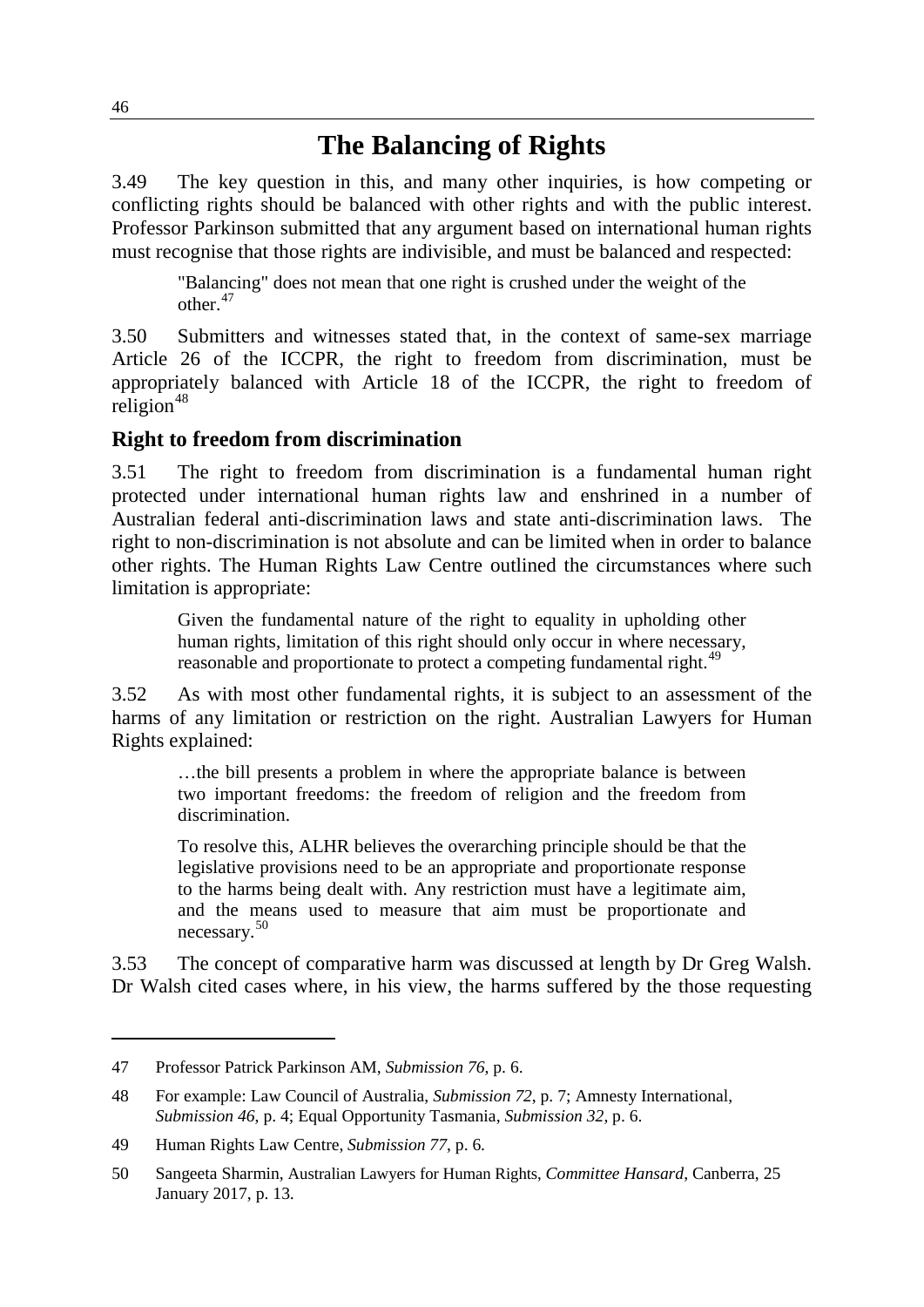# The Balancing of Rights

3.49 The key question in this, and many other inquiries, is how competing or conflicting rights should be balanced with other rights and with the public interest. Professor Parkinson submitted that any argument based on international human rights must recognise that those rights are indivisible, and must be balanced and respected:

> "Balancing" does not mean that one right is crushed under the weight of the other.[47]

3.50 Submitters and witnesses stated that, in the context of same-sex marriage Article 26 of the ICCPR, the right to freedom from discrimination, must be appropriately balanced with Article 18 of the ICCPR, the right to freedom of religion[48]

## Right to freedom from discrimination

3.51 The right to freedom from discrimination is a fundamental human right protected under international human rights law and enshrined in a number of Australian federal anti-discrimination laws and state anti-discrimination laws. The right to non-discrimination is not absolute and can be limited when in order to balance other rights. The Human Rights Law Centre outlined the circumstances where such limitation is appropriate:

> Given the fundamental nature of the right to equality in upholding other human rights, limitation of this right should only occur in where necessary, reasonable and proportionate to protect a competing fundamental right.[49]

3.52 As with most other fundamental rights, it is subject to an assessment of the harms of any limitation or restriction on the right. Australian Lawyers for Human Rights explained:

> …the bill presents a problem in where the appropriate balance is between two important freedoms: the freedom of religion and the freedom from discrimination.
>
> To resolve this, ALHR believes the overarching principle should be that the legislative provisions need to be an appropriate and proportionate response to the harms being dealt with. Any restriction must have a legitimate aim, and the means used to measure that aim must be proportionate and necessary.[50]

3.53 The concept of comparative harm was discussed at length by Dr Greg Walsh. Dr Walsh cited cases where, in his view, the harms suffered by the those requesting

---

47 Professor Patrick Parkinson AM, *Submission 76*, p. 6.

48 For example: Law Council of Australia, *Submission 72*, p. 7; Amnesty International, *Submission 46*, p. 4; Equal Opportunity Tasmania, *Submission 32*, p. 6.

49 Human Rights Law Centre, *Submission 77*, p. 6.

50 Sangeeta Sharmin, Australian Lawyers for Human Rights, *Committee Hansard*, Canberra, 25 January 2017, p. 13.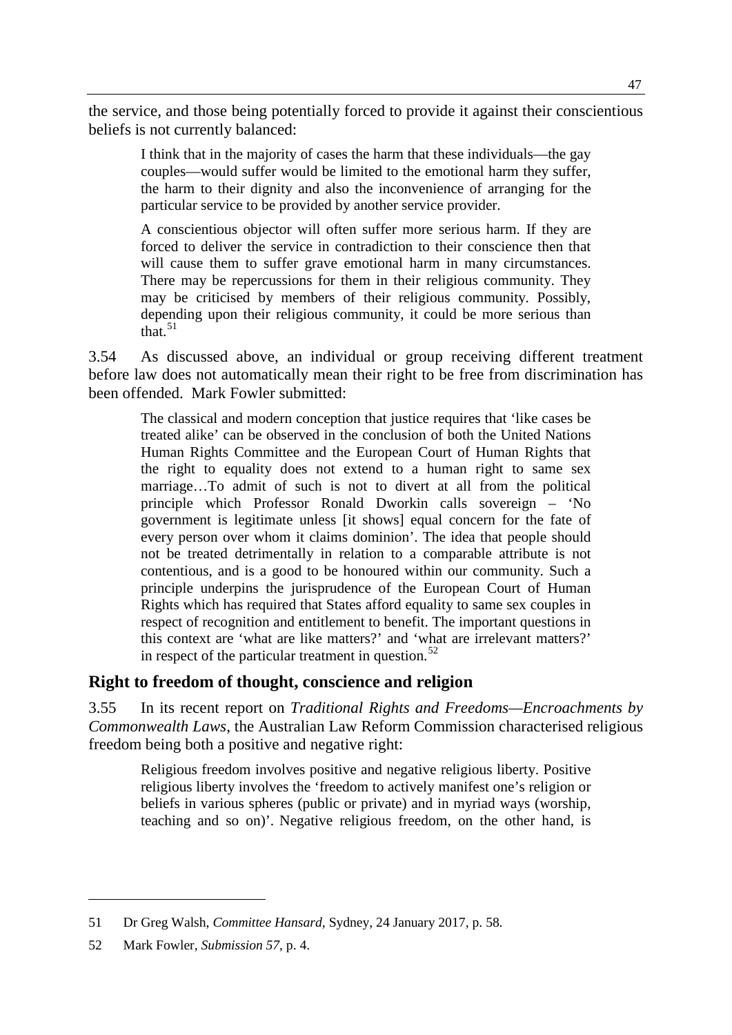the service, and those being potentially forced to provide it against their conscientious beliefs is not currently balanced:

> I think that in the majority of cases the harm that these individuals—the gay couples—would suffer would be limited to the emotional harm they suffer, the harm to their dignity and also the inconvenience of arranging for the particular service to be provided by another service provider.
>
> A conscientious objector will often suffer more serious harm. If they are forced to deliver the service in contradiction to their conscience then that will cause them to suffer grave emotional harm in many circumstances. There may be repercussions for them in their religious community. They may be criticised by members of their religious community. Possibly, depending upon their religious community, it could be more serious than that.[51]

3.54 As discussed above, an individual or group receiving different treatment before law does not automatically mean their right to be free from discrimination has been offended. Mark Fowler submitted:

> The classical and modern conception that justice requires that 'like cases be treated alike' can be observed in the conclusion of both the United Nations Human Rights Committee and the European Court of Human Rights that the right to equality does not extend to a human right to same sex marriage…To admit of such is not to divert at all from the political principle which Professor Ronald Dworkin calls sovereign – 'No government is legitimate unless [it shows] equal concern for the fate of every person over whom it claims dominion'. The idea that people should not be treated detrimentally in relation to a comparable attribute is not contentious, and is a good to be honoured within our community. Such a principle underpins the jurisprudence of the European Court of Human Rights which has required that States afford equality to same sex couples in respect of recognition and entitlement to benefit. The important questions in this context are 'what are like matters?' and 'what are irrelevant matters?' in respect of the particular treatment in question.[52]

## Right to freedom of thought, conscience and religion

3.55 In its recent report on *Traditional Rights and Freedoms—Encroachments by Commonwealth Laws*, the Australian Law Reform Commission characterised religious freedom being both a positive and negative right:

> Religious freedom involves positive and negative religious liberty. Positive religious liberty involves the 'freedom to actively manifest one's religion or beliefs in various spheres (public or private) and in myriad ways (worship, teaching and so on)'. Negative religious freedom, on the other hand, is

---

51 Dr Greg Walsh, *Committee Hansard*, Sydney, 24 January 2017, p. 58.

52 Mark Fowler, *Submission 57*, p. 4.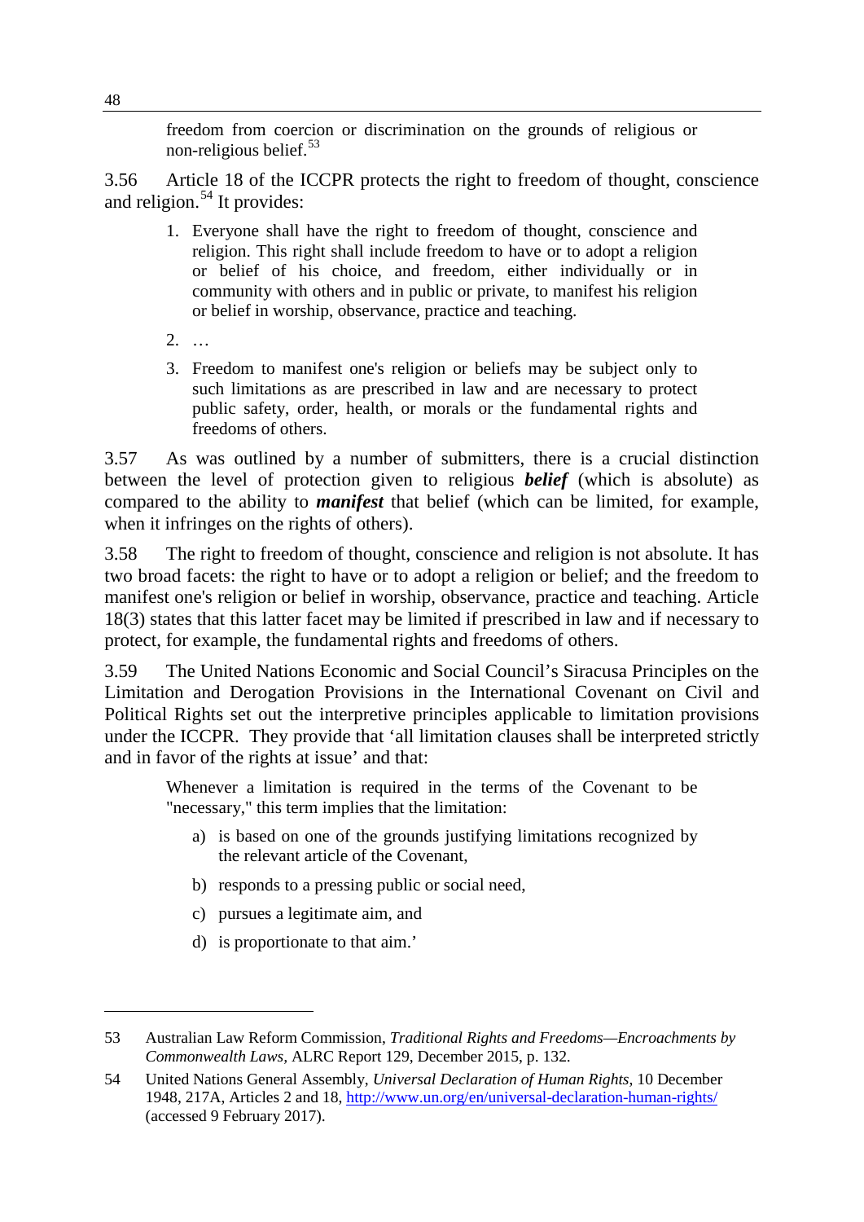> freedom from coercion or discrimination on the grounds of religious or non-religious belief.[53]

3.56 Article 18 of the ICCPR protects the right to freedom of thought, conscience and religion.[54] It provides:

> 1. Everyone shall have the right to freedom of thought, conscience and religion. This right shall include freedom to have or to adopt a religion or belief of his choice, and freedom, either individually or in community with others and in public or private, to manifest his religion or belief in worship, observance, practice and teaching.
>
> 2. …
>
> 3. Freedom to manifest one's religion or beliefs may be subject only to such limitations as are prescribed in law and are necessary to protect public safety, order, health, or morals or the fundamental rights and freedoms of others.

3.57 As was outlined by a number of submitters, there is a crucial distinction between the level of protection given to religious ***belief*** (which is absolute) as compared to the ability to ***manifest*** that belief (which can be limited, for example, when it infringes on the rights of others).

3.58 The right to freedom of thought, conscience and religion is not absolute. It has two broad facets: the right to have or to adopt a religion or belief; and the freedom to manifest one's religion or belief in worship, observance, practice and teaching. Article 18(3) states that this latter facet may be limited if prescribed in law and if necessary to protect, for example, the fundamental rights and freedoms of others.

3.59 The United Nations Economic and Social Council's Siracusa Principles on the Limitation and Derogation Provisions in the International Covenant on Civil and Political Rights set out the interpretive principles applicable to limitation provisions under the ICCPR. They provide that 'all limitation clauses shall be interpreted strictly and in favor of the rights at issue' and that:

> Whenever a limitation is required in the terms of the Covenant to be "necessary," this term implies that the limitation:
>
> a) is based on one of the grounds justifying limitations recognized by the relevant article of the Covenant,
>
> b) responds to a pressing public or social need,
>
> c) pursues a legitimate aim, and
>
> d) is proportionate to that aim.'

---

53 Australian Law Reform Commission, *Traditional Rights and Freedoms—Encroachments by Commonwealth Laws*, ALRC Report 129, December 2015, p. 132.

54 United Nations General Assembly, *Universal Declaration of Human Rights*, 10 December 1948, 217A, Articles 2 and 18, http://www.un.org/en/universal-declaration-human-rights/ (accessed 9 February 2017).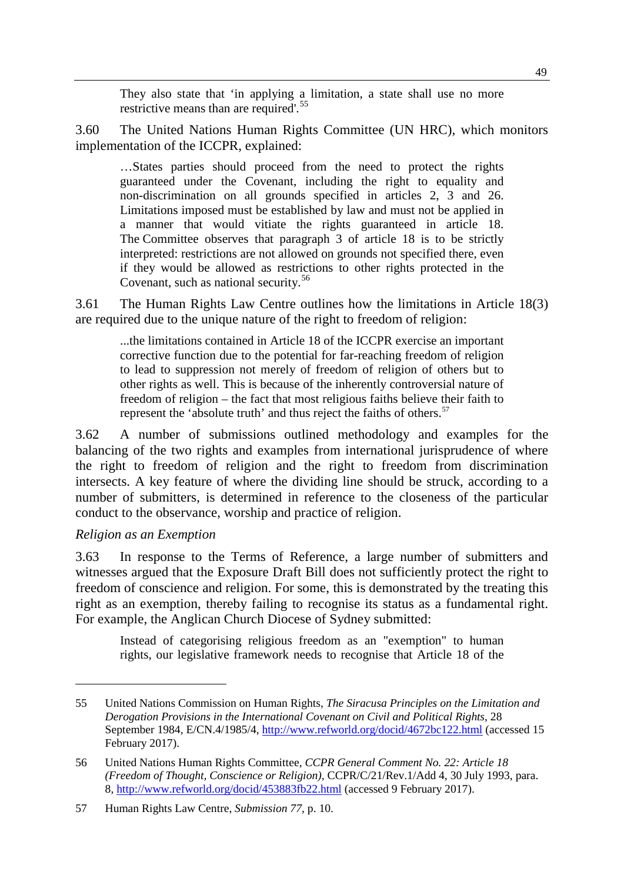> They also state that 'in applying a limitation, a state shall use no more restrictive means than are required'.[55]

3.60 The United Nations Human Rights Committee (UN HRC), which monitors implementation of the ICCPR, explained:

> …States parties should proceed from the need to protect the rights guaranteed under the Covenant, including the right to equality and non-discrimination on all grounds specified in articles 2, 3 and 26. Limitations imposed must be established by law and must not be applied in a manner that would vitiate the rights guaranteed in article 18. The Committee observes that paragraph 3 of article 18 is to be strictly interpreted: restrictions are not allowed on grounds not specified there, even if they would be allowed as restrictions to other rights protected in the Covenant, such as national security.[56]

3.61 The Human Rights Law Centre outlines how the limitations in Article 18(3) are required due to the unique nature of the right to freedom of religion:

> ...the limitations contained in Article 18 of the ICCPR exercise an important corrective function due to the potential for far-reaching freedom of religion to lead to suppression not merely of freedom of religion of others but to other rights as well. This is because of the inherently controversial nature of freedom of religion – the fact that most religious faiths believe their faith to represent the 'absolute truth' and thus reject the faiths of others.[57]

3.62 A number of submissions outlined methodology and examples for the balancing of the two rights and examples from international jurisprudence of where the right to freedom of religion and the right to freedom from discrimination intersects. A key feature of where the dividing line should be struck, according to a number of submitters, is determined in reference to the closeness of the particular conduct to the observance, worship and practice of religion.

*Religion as an Exemption*

3.63 In response to the Terms of Reference, a large number of submitters and witnesses argued that the Exposure Draft Bill does not sufficiently protect the right to freedom of conscience and religion. For some, this is demonstrated by the treating this right as an exemption, thereby failing to recognise its status as a fundamental right. For example, the Anglican Church Diocese of Sydney submitted:

> Instead of categorising religious freedom as an "exemption" to human rights, our legislative framework needs to recognise that Article 18 of the

---

55 United Nations Commission on Human Rights, *The Siracusa Principles on the Limitation and Derogation Provisions in the International Covenant on Civil and Political Rights*, 28 September 1984, E/CN.4/1985/4, http://www.refworld.org/docid/4672bc122.html (accessed 15 February 2017).

56 United Nations Human Rights Committee, *CCPR General Comment No. 22: Article 18 (Freedom of Thought, Conscience or Religion)*, CCPR/C/21/Rev.1/Add 4, 30 July 1993, para. 8, http://www.refworld.org/docid/453883fb22.html (accessed 9 February 2017).

57 Human Rights Law Centre, *Submission 77*, p. 10.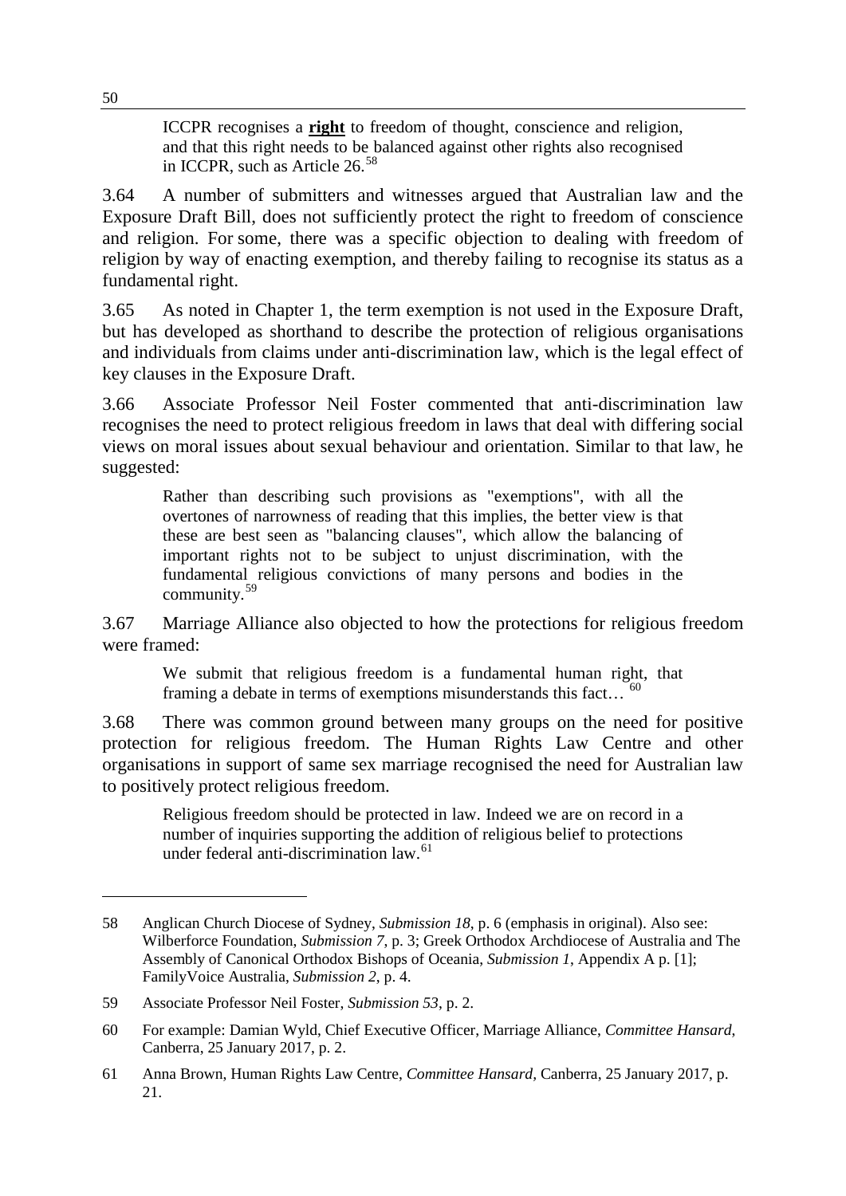> ICCPR recognises a **right** to freedom of thought, conscience and religion, and that this right needs to be balanced against other rights also recognised in ICCPR, such as Article 26.[58]

3.64 A number of submitters and witnesses argued that Australian law and the Exposure Draft Bill, does not sufficiently protect the right to freedom of conscience and religion. For some, there was a specific objection to dealing with freedom of religion by way of enacting exemption, and thereby failing to recognise its status as a fundamental right.

3.65 As noted in Chapter 1, the term exemption is not used in the Exposure Draft, but has developed as shorthand to describe the protection of religious organisations and individuals from claims under anti-discrimination law, which is the legal effect of key clauses in the Exposure Draft.

3.66 Associate Professor Neil Foster commented that anti-discrimination law recognises the need to protect religious freedom in laws that deal with differing social views on moral issues about sexual behaviour and orientation. Similar to that law, he suggested:

> Rather than describing such provisions as "exemptions", with all the overtones of narrowness of reading that this implies, the better view is that these are best seen as "balancing clauses", which allow the balancing of important rights not to be subject to unjust discrimination, with the fundamental religious convictions of many persons and bodies in the community.[59]

3.67 Marriage Alliance also objected to how the protections for religious freedom were framed:

> We submit that religious freedom is a fundamental human right, that framing a debate in terms of exemptions misunderstands this fact…[60]

3.68 There was common ground between many groups on the need for positive protection for religious freedom. The Human Rights Law Centre and other organisations in support of same sex marriage recognised the need for Australian law to positively protect religious freedom.

> Religious freedom should be protected in law. Indeed we are on record in a number of inquiries supporting the addition of religious belief to protections under federal anti-discrimination law.[61]

---

58 Anglican Church Diocese of Sydney, *Submission 18*, p. 6 (emphasis in original). Also see: Wilberforce Foundation, *Submission 7*, p. 3; Greek Orthodox Archdiocese of Australia and The Assembly of Canonical Orthodox Bishops of Oceania, *Submission 1*, Appendix A p. [1]; FamilyVoice Australia, *Submission 2*, p. 4.

59 Associate Professor Neil Foster, *Submission 53*, p. 2.

60 For example: Damian Wyld, Chief Executive Officer, Marriage Alliance, *Committee Hansard*, Canberra, 25 January 2017, p. 2.

61 Anna Brown, Human Rights Law Centre, *Committee Hansard*, Canberra, 25 January 2017, p. 21.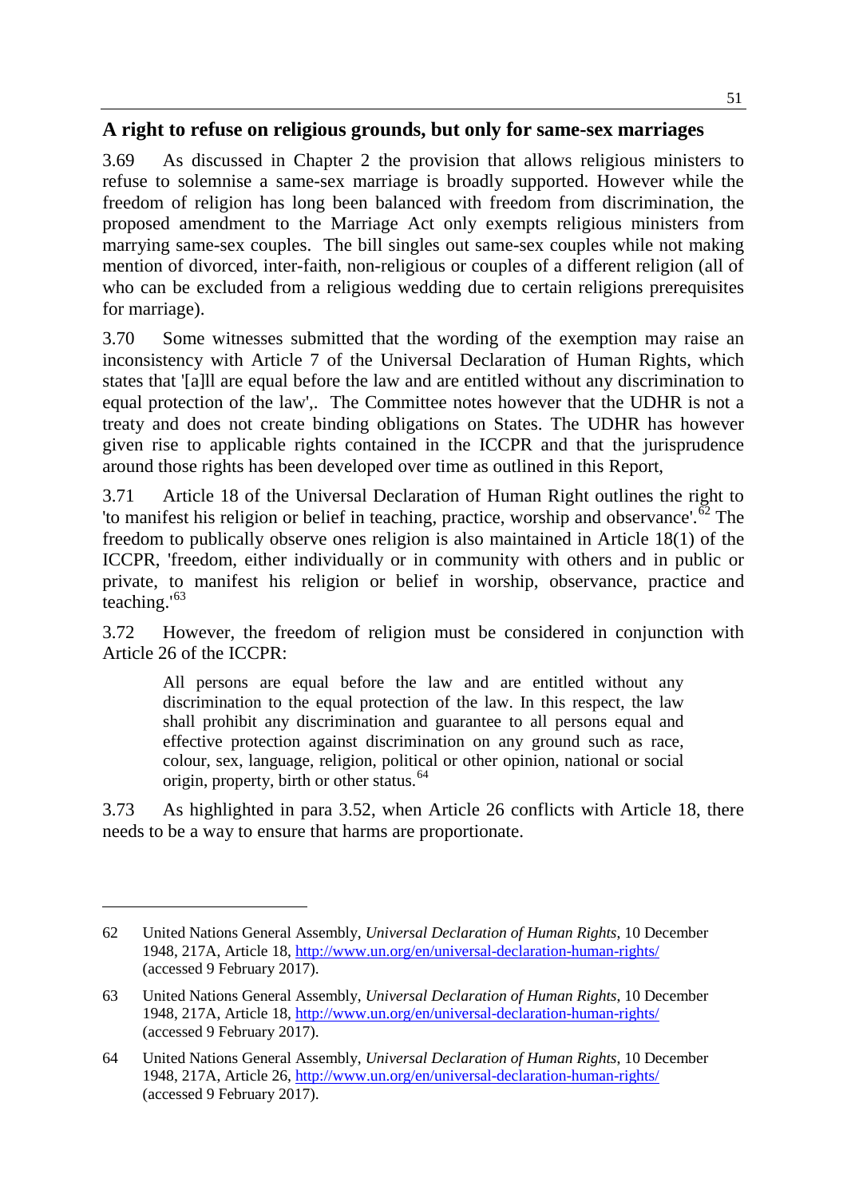## A right to refuse on religious grounds, but only for same-sex marriages

3.69 As discussed in Chapter 2 the provision that allows religious ministers to refuse to solemnise a same-sex marriage is broadly supported. However while the freedom of religion has long been balanced with freedom from discrimination, the proposed amendment to the Marriage Act only exempts religious ministers from marrying same-sex couples. The bill singles out same-sex couples while not making mention of divorced, inter-faith, non-religious or couples of a different religion (all of who can be excluded from a religious wedding due to certain religions prerequisites for marriage).

3.70 Some witnesses submitted that the wording of the exemption may raise an inconsistency with Article 7 of the Universal Declaration of Human Rights, which states that '[a]ll are equal before the law and are entitled without any discrimination to equal protection of the law',. The Committee notes however that the UDHR is not a treaty and does not create binding obligations on States. The UDHR has however given rise to applicable rights contained in the ICCPR and that the jurisprudence around those rights has been developed over time as outlined in this Report,

3.71 Article 18 of the Universal Declaration of Human Right outlines the right to 'to manifest his religion or belief in teaching, practice, worship and observance'.[62] The freedom to publically observe ones religion is also maintained in Article 18(1) of the ICCPR, 'freedom, either individually or in community with others and in public or private, to manifest his religion or belief in worship, observance, practice and teaching.'[63]

3.72 However, the freedom of religion must be considered in conjunction with Article 26 of the ICCPR:

> All persons are equal before the law and are entitled without any discrimination to the equal protection of the law. In this respect, the law shall prohibit any discrimination and guarantee to all persons equal and effective protection against discrimination on any ground such as race, colour, sex, language, religion, political or other opinion, national or social origin, property, birth or other status.[64]

3.73 As highlighted in para 3.52, when Article 26 conflicts with Article 18, there needs to be a way to ensure that harms are proportionate.

---

62 United Nations General Assembly, *Universal Declaration of Human Rights*, 10 December 1948, 217A, Article 18, http://www.un.org/en/universal-declaration-human-rights/ (accessed 9 February 2017).

63 United Nations General Assembly, *Universal Declaration of Human Rights*, 10 December 1948, 217A, Article 18, http://www.un.org/en/universal-declaration-human-rights/ (accessed 9 February 2017).

64 United Nations General Assembly, *Universal Declaration of Human Rights*, 10 December 1948, 217A, Article 26, http://www.un.org/en/universal-declaration-human-rights/ (accessed 9 February 2017).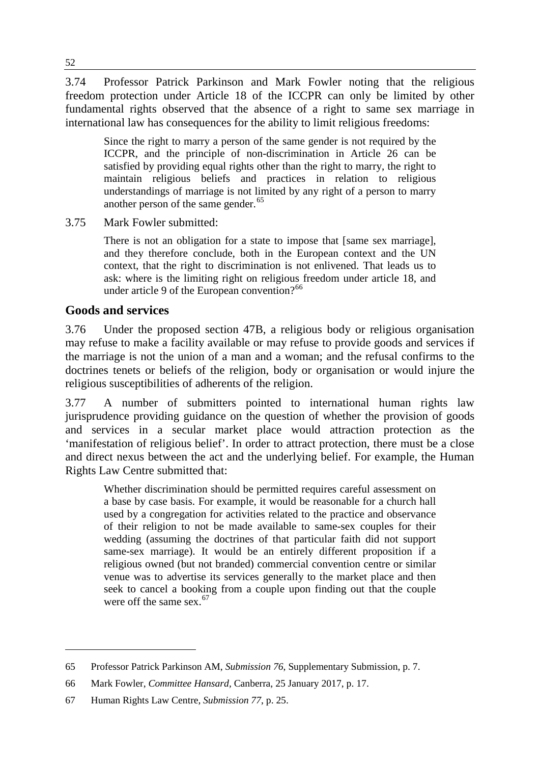3.74 Professor Patrick Parkinson and Mark Fowler noting that the religious freedom protection under Article 18 of the ICCPR can only be limited by other fundamental rights observed that the absence of a right to same sex marriage in international law has consequences for the ability to limit religious freedoms:

> Since the right to marry a person of the same gender is not required by the ICCPR, and the principle of non-discrimination in Article 26 can be satisfied by providing equal rights other than the right to marry, the right to maintain religious beliefs and practices in relation to religious understandings of marriage is not limited by any right of a person to marry another person of the same gender.[65]

3.75 Mark Fowler submitted:

> There is not an obligation for a state to impose that [same sex marriage], and they therefore conclude, both in the European context and the UN context, that the right to discrimination is not enlivened. That leads us to ask: where is the limiting right on religious freedom under article 18, and under article 9 of the European convention?[66]

## Goods and services

3.76 Under the proposed section 47B, a religious body or religious organisation may refuse to make a facility available or may refuse to provide goods and services if the marriage is not the union of a man and a woman; and the refusal confirms to the doctrines tenets or beliefs of the religion, body or organisation or would injure the religious susceptibilities of adherents of the religion.

3.77 A number of submitters pointed to international human rights law jurisprudence providing guidance on the question of whether the provision of goods and services in a secular market place would attraction protection as the 'manifestation of religious belief'. In order to attract protection, there must be a close and direct nexus between the act and the underlying belief. For example, the Human Rights Law Centre submitted that:

> Whether discrimination should be permitted requires careful assessment on a base by case basis. For example, it would be reasonable for a church hall used by a congregation for activities related to the practice and observance of their religion to not be made available to same-sex couples for their wedding (assuming the doctrines of that particular faith did not support same-sex marriage). It would be an entirely different proposition if a religious owned (but not branded) commercial convention centre or similar venue was to advertise its services generally to the market place and then seek to cancel a booking from a couple upon finding out that the couple were off the same sex.[67]

---

65 Professor Patrick Parkinson AM, *Submission 76*, Supplementary Submission, p. 7.

66 Mark Fowler, *Committee Hansard*, Canberra, 25 January 2017, p. 17.

67 Human Rights Law Centre, *Submission 77*, p. 25.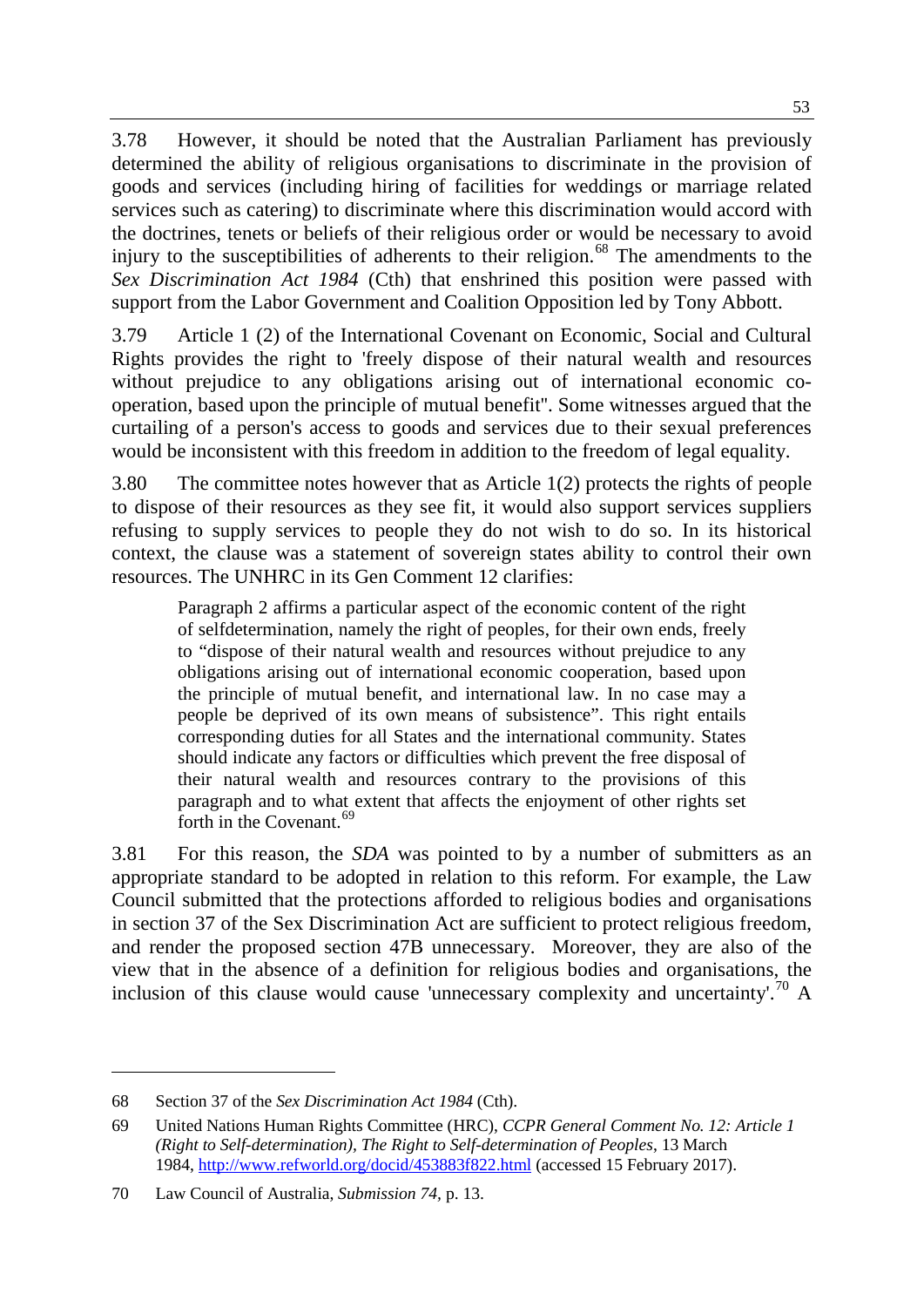3.78 However, it should be noted that the Australian Parliament has previously determined the ability of religious organisations to discriminate in the provision of goods and services (including hiring of facilities for weddings or marriage related services such as catering) to discriminate where this discrimination would accord with the doctrines, tenets or beliefs of their religious order or would be necessary to avoid injury to the susceptibilities of adherents to their religion.[68] The amendments to the *Sex Discrimination Act 1984* (Cth) that enshrined this position were passed with support from the Labor Government and Coalition Opposition led by Tony Abbott.

3.79 Article 1 (2) of the International Covenant on Economic, Social and Cultural Rights provides the right to 'freely dispose of their natural wealth and resources without prejudice to any obligations arising out of international economic co-operation, based upon the principle of mutual benefit''. Some witnesses argued that the curtailing of a person's access to goods and services due to their sexual preferences would be inconsistent with this freedom in addition to the freedom of legal equality.

3.80 The committee notes however that as Article 1(2) protects the rights of people to dispose of their resources as they see fit, it would also support services suppliers refusing to supply services to people they do not wish to do so. In its historical context, the clause was a statement of sovereign states ability to control their own resources. The UNHRC in its Gen Comment 12 clarifies:

> Paragraph 2 affirms a particular aspect of the economic content of the right of selfdetermination, namely the right of peoples, for their own ends, freely to "dispose of their natural wealth and resources without prejudice to any obligations arising out of international economic cooperation, based upon the principle of mutual benefit, and international law. In no case may a people be deprived of its own means of subsistence". This right entails corresponding duties for all States and the international community. States should indicate any factors or difficulties which prevent the free disposal of their natural wealth and resources contrary to the provisions of this paragraph and to what extent that affects the enjoyment of other rights set forth in the Covenant.[69]

3.81 For this reason, the *SDA* was pointed to by a number of submitters as an appropriate standard to be adopted in relation to this reform. For example, the Law Council submitted that the protections afforded to religious bodies and organisations in section 37 of the Sex Discrimination Act are sufficient to protect religious freedom, and render the proposed section 47B unnecessary. Moreover, they are also of the view that in the absence of a definition for religious bodies and organisations, the inclusion of this clause would cause 'unnecessary complexity and uncertainty'.[70] A

---

68 Section 37 of the *Sex Discrimination Act 1984* (Cth).

69 United Nations Human Rights Committee (HRC), *CCPR General Comment No. 12: Article 1 (Right to Self-determination), The Right to Self-determination of Peoples*, 13 March 1984, http://www.refworld.org/docid/453883f822.html (accessed 15 February 2017).

70 Law Council of Australia, *Submission 74*, p. 13.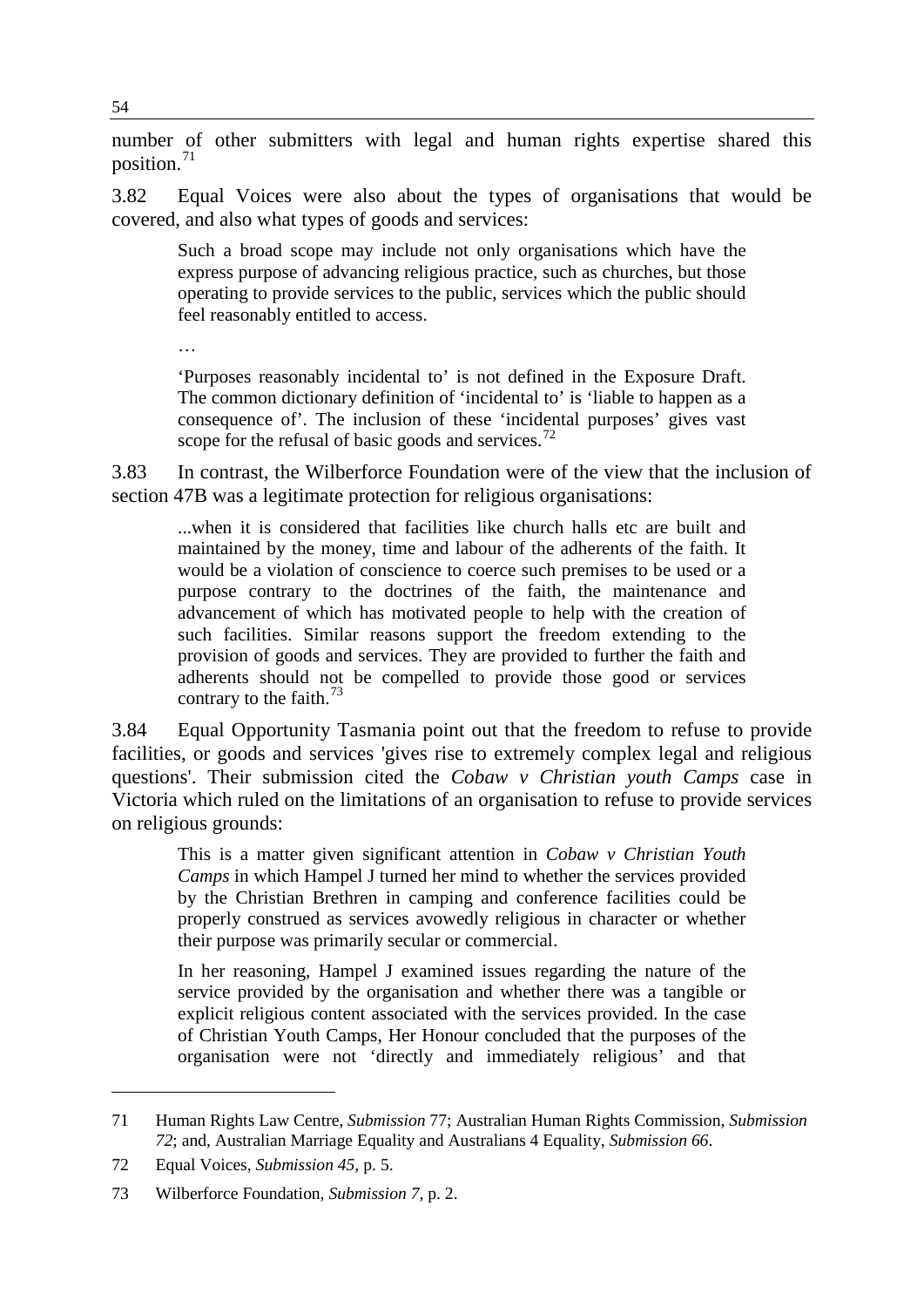number of other submitters with legal and human rights expertise shared this position.[71]

3.82 Equal Voices were also about the types of organisations that would be covered, and also what types of goods and services:

> Such a broad scope may include not only organisations which have the express purpose of advancing religious practice, such as churches, but those operating to provide services to the public, services which the public should feel reasonably entitled to access.
>
> …
>
> 'Purposes reasonably incidental to' is not defined in the Exposure Draft. The common dictionary definition of 'incidental to' is 'liable to happen as a consequence of'. The inclusion of these 'incidental purposes' gives vast scope for the refusal of basic goods and services.[72]

3.83 In contrast, the Wilberforce Foundation were of the view that the inclusion of section 47B was a legitimate protection for religious organisations:

> ...when it is considered that facilities like church halls etc are built and maintained by the money, time and labour of the adherents of the faith. It would be a violation of conscience to coerce such premises to be used or a purpose contrary to the doctrines of the faith, the maintenance and advancement of which has motivated people to help with the creation of such facilities. Similar reasons support the freedom extending to the provision of goods and services. They are provided to further the faith and adherents should not be compelled to provide those good or services contrary to the faith.[73]

3.84 Equal Opportunity Tasmania point out that the freedom to refuse to provide facilities, or goods and services 'gives rise to extremely complex legal and religious questions'. Their submission cited the *Cobaw v Christian youth Camps* case in Victoria which ruled on the limitations of an organisation to refuse to provide services on religious grounds:

> This is a matter given significant attention in *Cobaw v Christian Youth Camps* in which Hampel J turned her mind to whether the services provided by the Christian Brethren in camping and conference facilities could be properly construed as services avowedly religious in character or whether their purpose was primarily secular or commercial.
>
> In her reasoning, Hampel J examined issues regarding the nature of the service provided by the organisation and whether there was a tangible or explicit religious content associated with the services provided. In the case of Christian Youth Camps, Her Honour concluded that the purposes of the organisation were not 'directly and immediately religious' and that

---

71 Human Rights Law Centre, *Submission* 77; Australian Human Rights Commission, *Submission 72*; and, Australian Marriage Equality and Australians 4 Equality, *Submission 66*.

72 Equal Voices, *Submission 45*, p. 5.

73 Wilberforce Foundation, *Submission 7*, p. 2.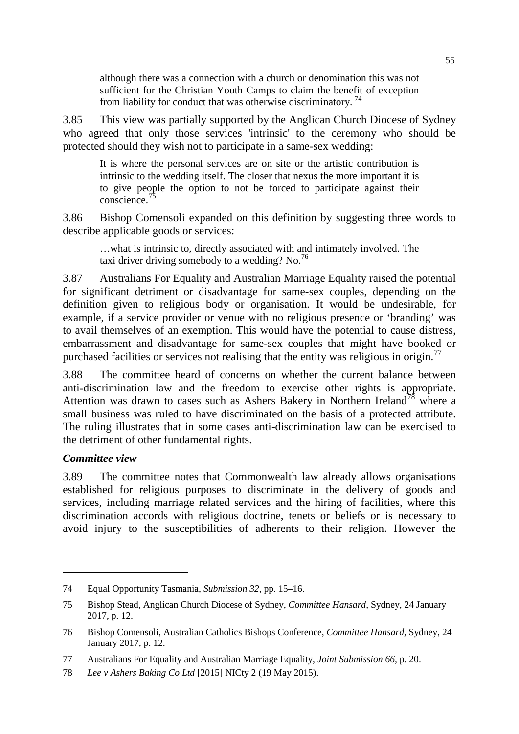> although there was a connection with a church or denomination this was not sufficient for the Christian Youth Camps to claim the benefit of exception from liability for conduct that was otherwise discriminatory. [74]

3.85 This view was partially supported by the Anglican Church Diocese of Sydney who agreed that only those services 'intrinsic' to the ceremony who should be protected should they wish not to participate in a same-sex wedding:

> It is where the personal services are on site or the artistic contribution is intrinsic to the wedding itself. The closer that nexus the more important it is to give people the option to not be forced to participate against their conscience.[75]

3.86 Bishop Comensoli expanded on this definition by suggesting three words to describe applicable goods or services:

> …what is intrinsic to, directly associated with and intimately involved. The taxi driver driving somebody to a wedding? No.[76]

3.87 Australians For Equality and Australian Marriage Equality raised the potential for significant detriment or disadvantage for same-sex couples, depending on the definition given to religious body or organisation. It would be undesirable, for example, if a service provider or venue with no religious presence or 'branding' was to avail themselves of an exemption. This would have the potential to cause distress, embarrassment and disadvantage for same-sex couples that might have booked or purchased facilities or services not realising that the entity was religious in origin.[77]

3.88 The committee heard of concerns on whether the current balance between anti-discrimination law and the freedom to exercise other rights is appropriate. Attention was drawn to cases such as Ashers Bakery in Northern Ireland[78] where a small business was ruled to have discriminated on the basis of a protected attribute. The ruling illustrates that in some cases anti-discrimination law can be exercised to the detriment of other fundamental rights.

### *Committee view*

3.89 The committee notes that Commonwealth law already allows organisations established for religious purposes to discriminate in the delivery of goods and services, including marriage related services and the hiring of facilities, where this discrimination accords with religious doctrine, tenets or beliefs or is necessary to avoid injury to the susceptibilities of adherents to their religion. However the

---

74 Equal Opportunity Tasmania, *Submission 32*, pp. 15–16.

75 Bishop Stead, Anglican Church Diocese of Sydney, *Committee Hansard*, Sydney, 24 January 2017, p. 12.

76 Bishop Comensoli, Australian Catholics Bishops Conference, *Committee Hansard*, Sydney, 24 January 2017, p. 12.

77 Australians For Equality and Australian Marriage Equality, *Joint Submission 66*, p. 20.

78 *Lee v Ashers Baking Co Ltd* [2015] NICty 2 (19 May 2015).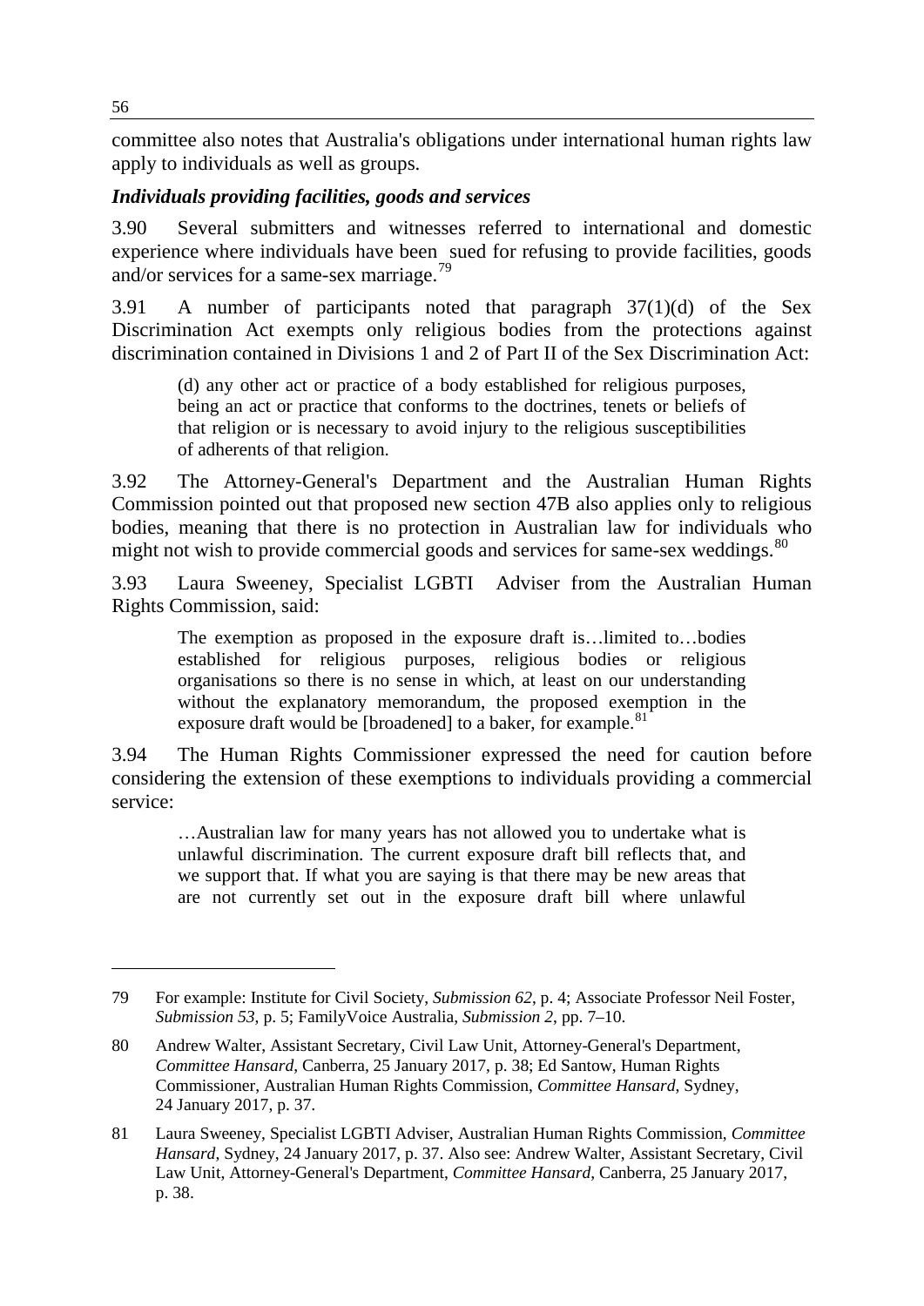committee also notes that Australia's obligations under international human rights law apply to individuals as well as groups.

### *Individuals providing facilities, goods and services*

3.90 Several submitters and witnesses referred to international and domestic experience where individuals have been sued for refusing to provide facilities, goods and/or services for a same-sex marriage.[79]

3.91 A number of participants noted that paragraph 37(1)(d) of the Sex Discrimination Act exempts only religious bodies from the protections against discrimination contained in Divisions 1 and 2 of Part II of the Sex Discrimination Act:

> (d) any other act or practice of a body established for religious purposes, being an act or practice that conforms to the doctrines, tenets or beliefs of that religion or is necessary to avoid injury to the religious susceptibilities of adherents of that religion.

3.92 The Attorney-General's Department and the Australian Human Rights Commission pointed out that proposed new section 47B also applies only to religious bodies, meaning that there is no protection in Australian law for individuals who might not wish to provide commercial goods and services for same-sex weddings.[80]

3.93 Laura Sweeney, Specialist LGBTI Adviser from the Australian Human Rights Commission, said:

> The exemption as proposed in the exposure draft is…limited to…bodies established for religious purposes, religious bodies or religious organisations so there is no sense in which, at least on our understanding without the explanatory memorandum, the proposed exemption in the exposure draft would be [broadened] to a baker, for example.[81]

3.94 The Human Rights Commissioner expressed the need for caution before considering the extension of these exemptions to individuals providing a commercial service:

> …Australian law for many years has not allowed you to undertake what is unlawful discrimination. The current exposure draft bill reflects that, and we support that. If what you are saying is that there may be new areas that are not currently set out in the exposure draft bill where unlawful

---

79 For example: Institute for Civil Society, *Submission 62*, p. 4; Associate Professor Neil Foster, *Submission 53*, p. 5; FamilyVoice Australia, *Submission 2*, pp. 7–10.

80 Andrew Walter, Assistant Secretary, Civil Law Unit, Attorney-General's Department, *Committee Hansard*, Canberra, 25 January 2017, p. 38; Ed Santow, Human Rights Commissioner, Australian Human Rights Commission, *Committee Hansard*, Sydney, 24 January 2017, p. 37.

81 Laura Sweeney, Specialist LGBTI Adviser, Australian Human Rights Commission, *Committee Hansard*, Sydney, 24 January 2017, p. 37. Also see: Andrew Walter, Assistant Secretary, Civil Law Unit, Attorney-General's Department, *Committee Hansard*, Canberra, 25 January 2017, p. 38.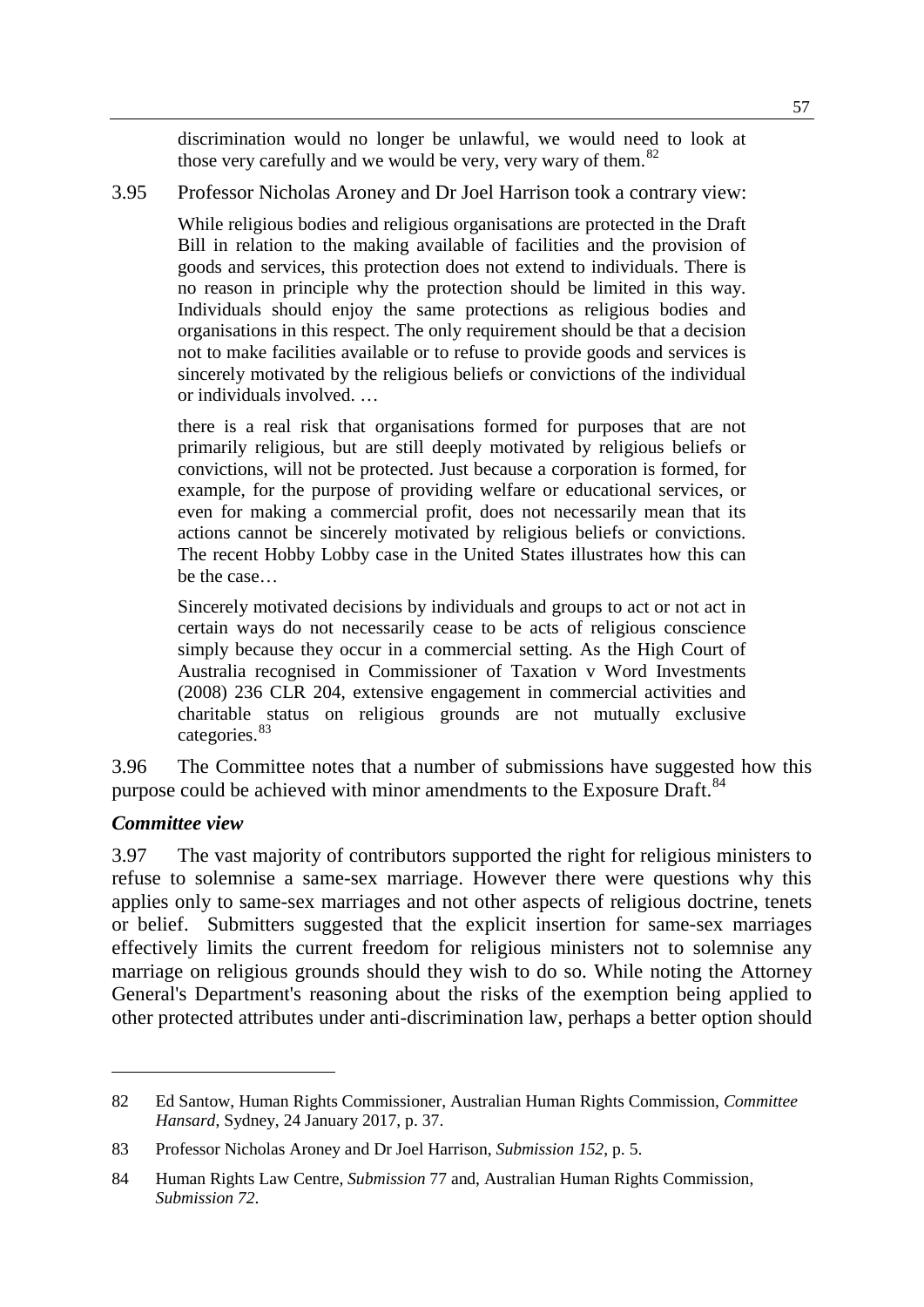discrimination would no longer be unlawful, we would need to look at those very carefully and we would be very, very wary of them.[82]

3.95 Professor Nicholas Aroney and Dr Joel Harrison took a contrary view:

> While religious bodies and religious organisations are protected in the Draft Bill in relation to the making available of facilities and the provision of goods and services, this protection does not extend to individuals. There is no reason in principle why the protection should be limited in this way. Individuals should enjoy the same protections as religious bodies and organisations in this respect. The only requirement should be that a decision not to make facilities available or to refuse to provide goods and services is sincerely motivated by the religious beliefs or convictions of the individual or individuals involved. …
>
> there is a real risk that organisations formed for purposes that are not primarily religious, but are still deeply motivated by religious beliefs or convictions, will not be protected. Just because a corporation is formed, for example, for the purpose of providing welfare or educational services, or even for making a commercial profit, does not necessarily mean that its actions cannot be sincerely motivated by religious beliefs or convictions. The recent Hobby Lobby case in the United States illustrates how this can be the case…
>
> Sincerely motivated decisions by individuals and groups to act or not act in certain ways do not necessarily cease to be acts of religious conscience simply because they occur in a commercial setting. As the High Court of Australia recognised in Commissioner of Taxation v Word Investments (2008) 236 CLR 204, extensive engagement in commercial activities and charitable status on religious grounds are not mutually exclusive categories.[83]

3.96 The Committee notes that a number of submissions have suggested how this purpose could be achieved with minor amendments to the Exposure Draft.[84]

### *Committee view*

3.97 The vast majority of contributors supported the right for religious ministers to refuse to solemnise a same-sex marriage. However there were questions why this applies only to same-sex marriages and not other aspects of religious doctrine, tenets or belief. Submitters suggested that the explicit insertion for same-sex marriages effectively limits the current freedom for religious ministers not to solemnise any marriage on religious grounds should they wish to do so. While noting the Attorney General's Department's reasoning about the risks of the exemption being applied to other protected attributes under anti-discrimination law, perhaps a better option should

---

82 Ed Santow, Human Rights Commissioner, Australian Human Rights Commission, *Committee Hansard*, Sydney, 24 January 2017, p. 37.

83 Professor Nicholas Aroney and Dr Joel Harrison, *Submission 152*, p. 5.

84 Human Rights Law Centre, *Submission* 77 and, Australian Human Rights Commission, *Submission 72*.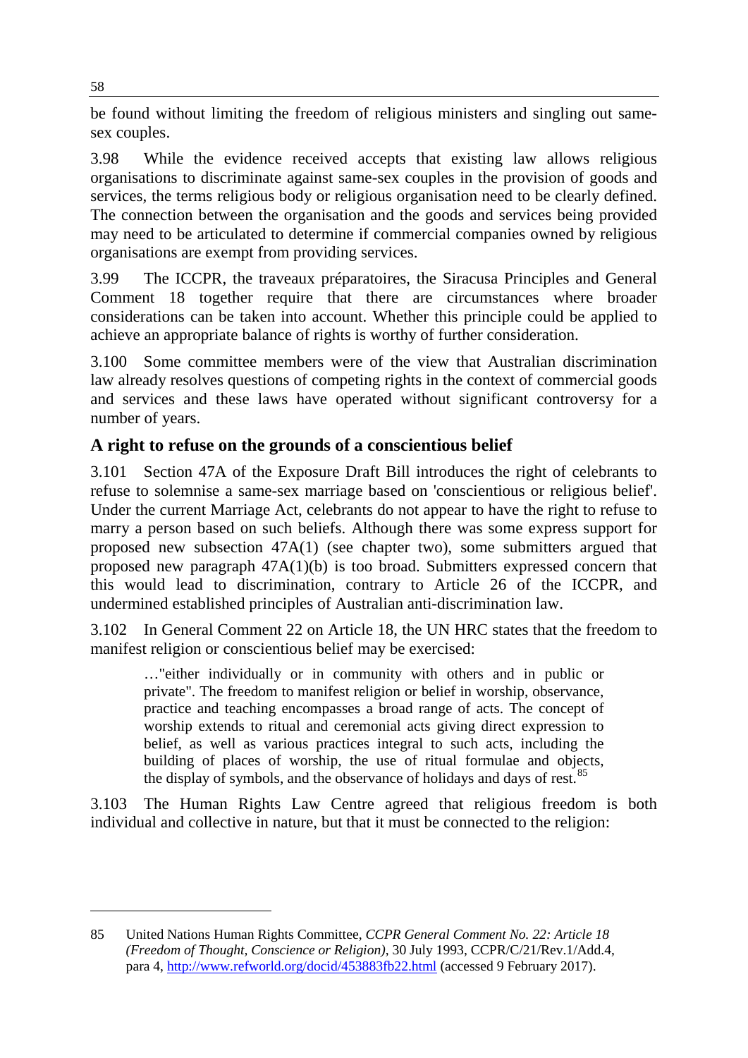be found without limiting the freedom of religious ministers and singling out same-sex couples.

3.98 While the evidence received accepts that existing law allows religious organisations to discriminate against same-sex couples in the provision of goods and services, the terms religious body or religious organisation need to be clearly defined. The connection between the organisation and the goods and services being provided may need to be articulated to determine if commercial companies owned by religious organisations are exempt from providing services.

3.99 The ICCPR, the traveaux préparatoires, the Siracusa Principles and General Comment 18 together require that there are circumstances where broader considerations can be taken into account. Whether this principle could be applied to achieve an appropriate balance of rights is worthy of further consideration.

3.100 Some committee members were of the view that Australian discrimination law already resolves questions of competing rights in the context of commercial goods and services and these laws have operated without significant controversy for a number of years.

## A right to refuse on the grounds of a conscientious belief

3.101 Section 47A of the Exposure Draft Bill introduces the right of celebrants to refuse to solemnise a same-sex marriage based on 'conscientious or religious belief'. Under the current Marriage Act, celebrants do not appear to have the right to refuse to marry a person based on such beliefs. Although there was some express support for proposed new subsection 47A(1) (see chapter two), some submitters argued that proposed new paragraph 47A(1)(b) is too broad. Submitters expressed concern that this would lead to discrimination, contrary to Article 26 of the ICCPR, and undermined established principles of Australian anti-discrimination law.

3.102 In General Comment 22 on Article 18, the UN HRC states that the freedom to manifest religion or conscientious belief may be exercised:

> …"either individually or in community with others and in public or private". The freedom to manifest religion or belief in worship, observance, practice and teaching encompasses a broad range of acts. The concept of worship extends to ritual and ceremonial acts giving direct expression to belief, as well as various practices integral to such acts, including the building of places of worship, the use of ritual formulae and objects, the display of symbols, and the observance of holidays and days of rest.[85]

3.103 The Human Rights Law Centre agreed that religious freedom is both individual and collective in nature, but that it must be connected to the religion:

---

85 United Nations Human Rights Committee, *CCPR General Comment No. 22: Article 18 (Freedom of Thought, Conscience or Religion)*, 30 July 1993, CCPR/C/21/Rev.1/Add.4, para 4, http://www.refworld.org/docid/453883fb22.html (accessed 9 February 2017).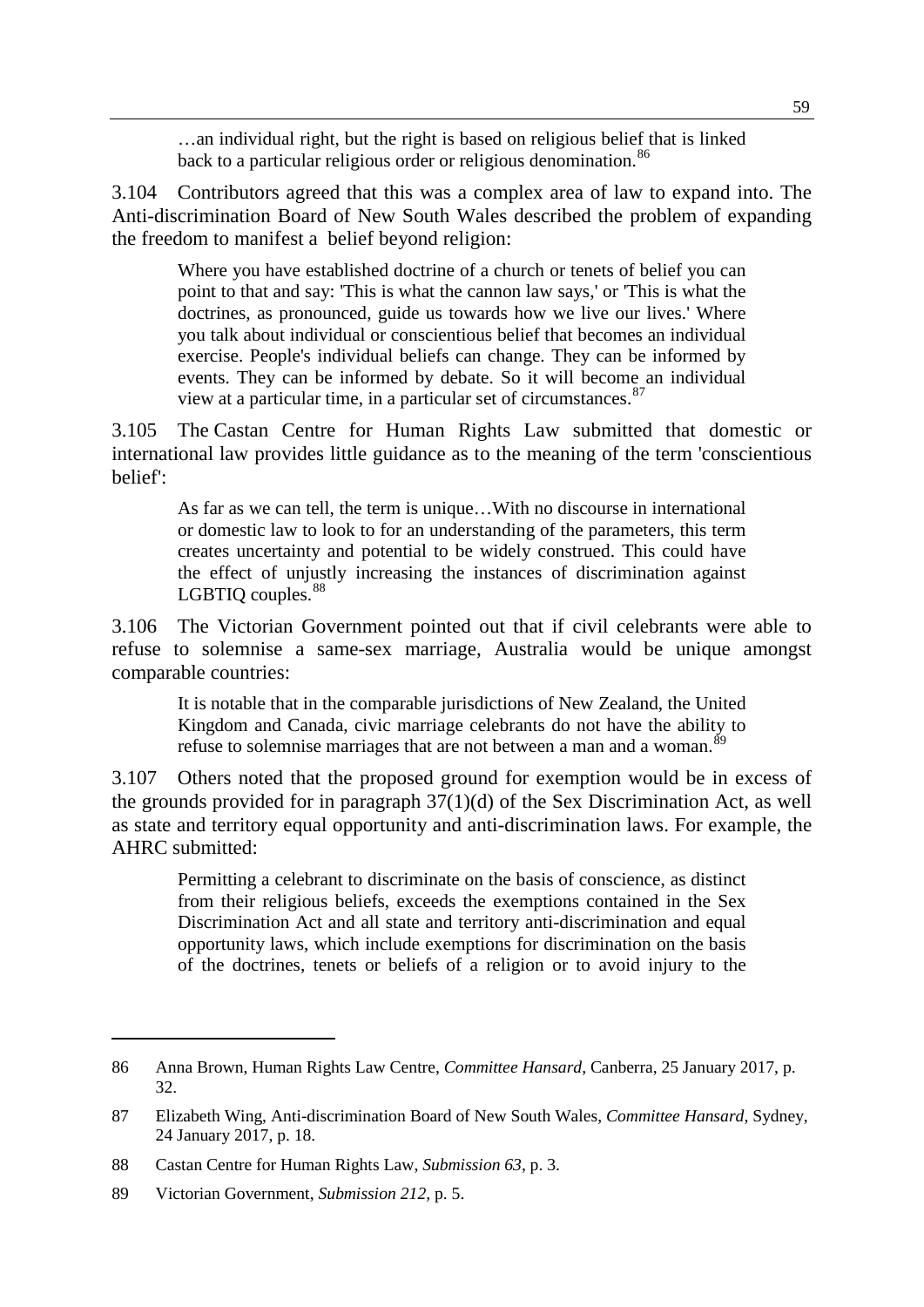> …an individual right, but the right is based on religious belief that is linked back to a particular religious order or religious denomination.[86]

3.104 Contributors agreed that this was a complex area of law to expand into. The Anti-discrimination Board of New South Wales described the problem of expanding the freedom to manifest a belief beyond religion:

> Where you have established doctrine of a church or tenets of belief you can point to that and say: 'This is what the cannon law says,' or 'This is what the doctrines, as pronounced, guide us towards how we live our lives.' Where you talk about individual or conscientious belief that becomes an individual exercise. People's individual beliefs can change. They can be informed by events. They can be informed by debate. So it will become an individual view at a particular time, in a particular set of circumstances.[87]

3.105 The Castan Centre for Human Rights Law submitted that domestic or international law provides little guidance as to the meaning of the term 'conscientious belief':

> As far as we can tell, the term is unique…With no discourse in international or domestic law to look to for an understanding of the parameters, this term creates uncertainty and potential to be widely construed. This could have the effect of unjustly increasing the instances of discrimination against LGBTIQ couples.[88]

3.106 The Victorian Government pointed out that if civil celebrants were able to refuse to solemnise a same-sex marriage, Australia would be unique amongst comparable countries:

> It is notable that in the comparable jurisdictions of New Zealand, the United Kingdom and Canada, civic marriage celebrants do not have the ability to refuse to solemnise marriages that are not between a man and a woman.[89]

3.107 Others noted that the proposed ground for exemption would be in excess of the grounds provided for in paragraph 37(1)(d) of the Sex Discrimination Act, as well as state and territory equal opportunity and anti-discrimination laws. For example, the AHRC submitted:

> Permitting a celebrant to discriminate on the basis of conscience, as distinct from their religious beliefs, exceeds the exemptions contained in the Sex Discrimination Act and all state and territory anti-discrimination and equal opportunity laws, which include exemptions for discrimination on the basis of the doctrines, tenets or beliefs of a religion or to avoid injury to the

---

86 Anna Brown, Human Rights Law Centre, *Committee Hansard*, Canberra, 25 January 2017, p. 32.

87 Elizabeth Wing, Anti-discrimination Board of New South Wales, *Committee Hansard*, Sydney, 24 January 2017, p. 18.

88 Castan Centre for Human Rights Law, *Submission 63*, p. 3.

89 Victorian Government, *Submission 212*, p. 5.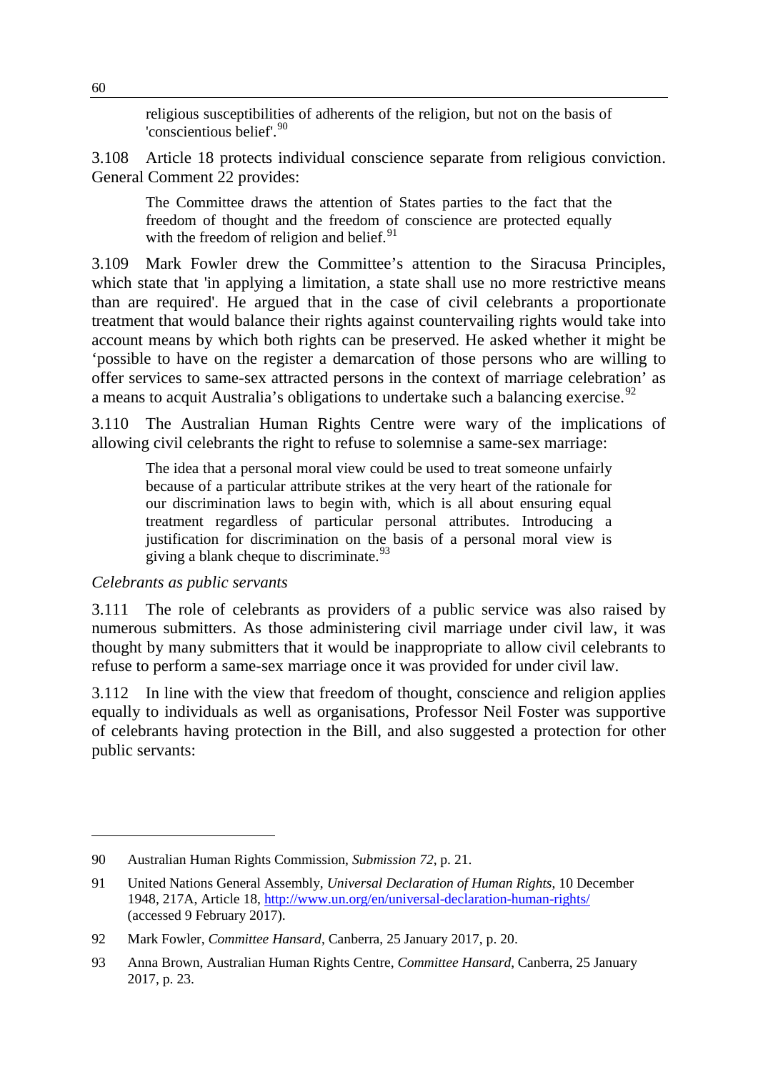> religious susceptibilities of adherents of the religion, but not on the basis of 'conscientious belief'.[90]

3.108 Article 18 protects individual conscience separate from religious conviction. General Comment 22 provides:

> The Committee draws the attention of States parties to the fact that the freedom of thought and the freedom of conscience are protected equally with the freedom of religion and belief.[91]

3.109 Mark Fowler drew the Committee's attention to the Siracusa Principles, which state that 'in applying a limitation, a state shall use no more restrictive means than are required'. He argued that in the case of civil celebrants a proportionate treatment that would balance their rights against countervailing rights would take into account means by which both rights can be preserved. He asked whether it might be 'possible to have on the register a demarcation of those persons who are willing to offer services to same-sex attracted persons in the context of marriage celebration' as a means to acquit Australia's obligations to undertake such a balancing exercise.[92]

3.110 The Australian Human Rights Centre were wary of the implications of allowing civil celebrants the right to refuse to solemnise a same-sex marriage:

> The idea that a personal moral view could be used to treat someone unfairly because of a particular attribute strikes at the very heart of the rationale for our discrimination laws to begin with, which is all about ensuring equal treatment regardless of particular personal attributes. Introducing a justification for discrimination on the basis of a personal moral view is giving a blank cheque to discriminate.[93]

*Celebrants as public servants*

3.111 The role of celebrants as providers of a public service was also raised by numerous submitters. As those administering civil marriage under civil law, it was thought by many submitters that it would be inappropriate to allow civil celebrants to refuse to perform a same-sex marriage once it was provided for under civil law.

3.112 In line with the view that freedom of thought, conscience and religion applies equally to individuals as well as organisations, Professor Neil Foster was supportive of celebrants having protection in the Bill, and also suggested a protection for other public servants:

---

90 Australian Human Rights Commission, *Submission 72*, p. 21.

91 United Nations General Assembly, *Universal Declaration of Human Rights*, 10 December 1948, 217A, Article 18, http://www.un.org/en/universal-declaration-human-rights/ (accessed 9 February 2017).

92 Mark Fowler, *Committee Hansard*, Canberra, 25 January 2017, p. 20.

93 Anna Brown, Australian Human Rights Centre, *Committee Hansard*, Canberra, 25 January 2017, p. 23.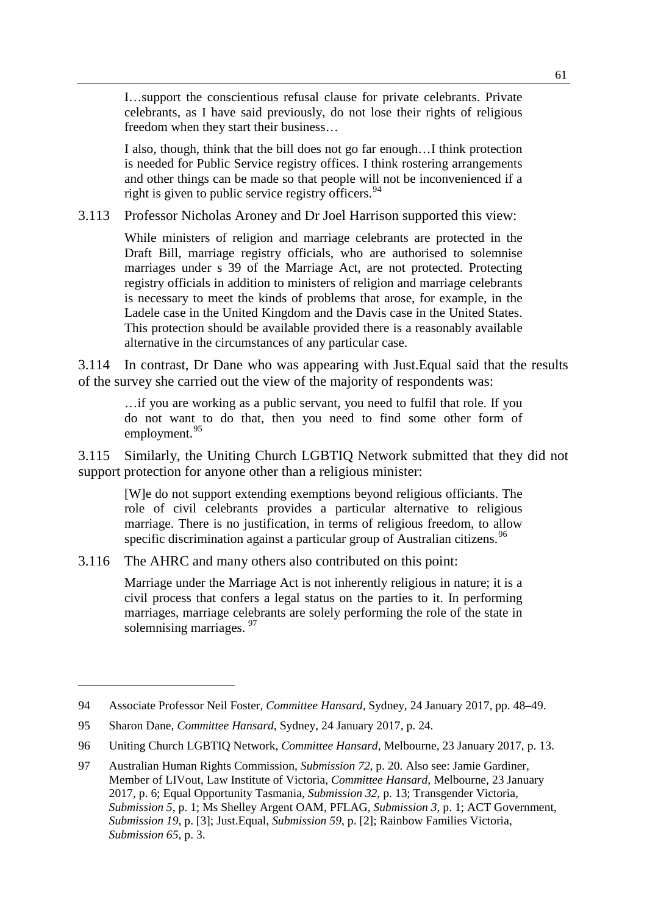> I…support the conscientious refusal clause for private celebrants. Private celebrants, as I have said previously, do not lose their rights of religious freedom when they start their business…
>
> I also, though, think that the bill does not go far enough…I think protection is needed for Public Service registry offices. I think rostering arrangements and other things can be made so that people will not be inconvenienced if a right is given to public service registry officers.[94]

3.113 Professor Nicholas Aroney and Dr Joel Harrison supported this view:

> While ministers of religion and marriage celebrants are protected in the Draft Bill, marriage registry officials, who are authorised to solemnise marriages under s 39 of the Marriage Act, are not protected. Protecting registry officials in addition to ministers of religion and marriage celebrants is necessary to meet the kinds of problems that arose, for example, in the Ladele case in the United Kingdom and the Davis case in the United States. This protection should be available provided there is a reasonably available alternative in the circumstances of any particular case.

3.114 In contrast, Dr Dane who was appearing with Just.Equal said that the results of the survey she carried out the view of the majority of respondents was:

> …if you are working as a public servant, you need to fulfil that role. If you do not want to do that, then you need to find some other form of employment.[95]

3.115 Similarly, the Uniting Church LGBTIQ Network submitted that they did not support protection for anyone other than a religious minister:

> [W]e do not support extending exemptions beyond religious officiants. The role of civil celebrants provides a particular alternative to religious marriage. There is no justification, in terms of religious freedom, to allow specific discrimination against a particular group of Australian citizens.[96]

3.116 The AHRC and many others also contributed on this point:

> Marriage under the Marriage Act is not inherently religious in nature; it is a civil process that confers a legal status on the parties to it. In performing marriages, marriage celebrants are solely performing the role of the state in solemnising marriages.[97]

---

94 Associate Professor Neil Foster, *Committee Hansard*, Sydney, 24 January 2017, pp. 48–49.

95 Sharon Dane, *Committee Hansard*, Sydney, 24 January 2017, p. 24.

96 Uniting Church LGBTIQ Network, *Committee Hansard*, Melbourne, 23 January 2017, p. 13.

97 Australian Human Rights Commission, *Submission 72*, p. 20. Also see: Jamie Gardiner, Member of LIVout, Law Institute of Victoria, *Committee Hansard*, Melbourne, 23 January 2017, p. 6; Equal Opportunity Tasmania, *Submission 32*, p. 13; Transgender Victoria, *Submission 5*, p. 1; Ms Shelley Argent OAM, PFLAG, *Submission 3*, p. 1; ACT Government, *Submission 19*, p. [3]; Just.Equal, *Submission 59*, p. [2]; Rainbow Families Victoria, *Submission 65*, p. 3.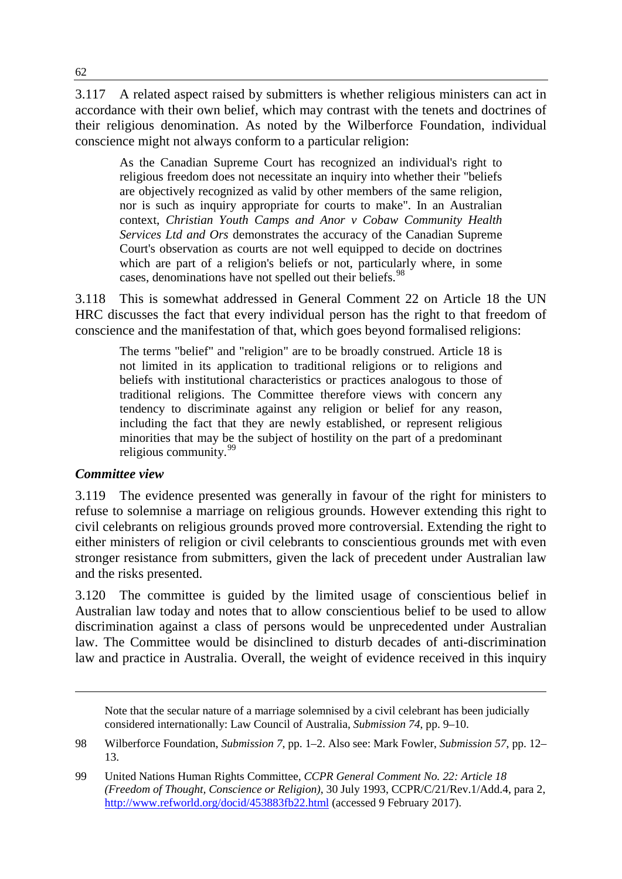3.117 A related aspect raised by submitters is whether religious ministers can act in accordance with their own belief, which may contrast with the tenets and doctrines of their religious denomination. As noted by the Wilberforce Foundation, individual conscience might not always conform to a particular religion:

> As the Canadian Supreme Court has recognized an individual's right to religious freedom does not necessitate an inquiry into whether their "beliefs are objectively recognized as valid by other members of the same religion, nor is such as inquiry appropriate for courts to make". In an Australian context, *Christian Youth Camps and Anor v Cobaw Community Health Services Ltd and Ors* demonstrates the accuracy of the Canadian Supreme Court's observation as courts are not well equipped to decide on doctrines which are part of a religion's beliefs or not, particularly where, in some cases, denominations have not spelled out their beliefs.[98]

3.118 This is somewhat addressed in General Comment 22 on Article 18 the UN HRC discusses the fact that every individual person has the right to that freedom of conscience and the manifestation of that, which goes beyond formalised religions:

> The terms "belief" and "religion" are to be broadly construed. Article 18 is not limited in its application to traditional religions or to religions and beliefs with institutional characteristics or practices analogous to those of traditional religions. The Committee therefore views with concern any tendency to discriminate against any religion or belief for any reason, including the fact that they are newly established, or represent religious minorities that may be the subject of hostility on the part of a predominant religious community.[99]

### *Committee view*

3.119 The evidence presented was generally in favour of the right for ministers to refuse to solemnise a marriage on religious grounds. However extending this right to civil celebrants on religious grounds proved more controversial. Extending the right to either ministers of religion or civil celebrants to conscientious grounds met with even stronger resistance from submitters, given the lack of precedent under Australian law and the risks presented.

3.120 The committee is guided by the limited usage of conscientious belief in Australian law today and notes that to allow conscientious belief to be used to allow discrimination against a class of persons would be unprecedented under Australian law. The Committee would be disinclined to disturb decades of anti-discrimination law and practice in Australia. Overall, the weight of evidence received in this inquiry

---

Note that the secular nature of a marriage solemnised by a civil celebrant has been judicially considered internationally: Law Council of Australia, *Submission 74*, pp. 9–10.

98 Wilberforce Foundation, *Submission 7*, pp. 1–2. Also see: Mark Fowler, *Submission 57*, pp. 12–13.

99 United Nations Human Rights Committee, *CCPR General Comment No. 22: Article 18 (Freedom of Thought, Conscience or Religion)*, 30 July 1993, CCPR/C/21/Rev.1/Add.4, para 2, http://www.refworld.org/docid/453883fb22.html (accessed 9 February 2017).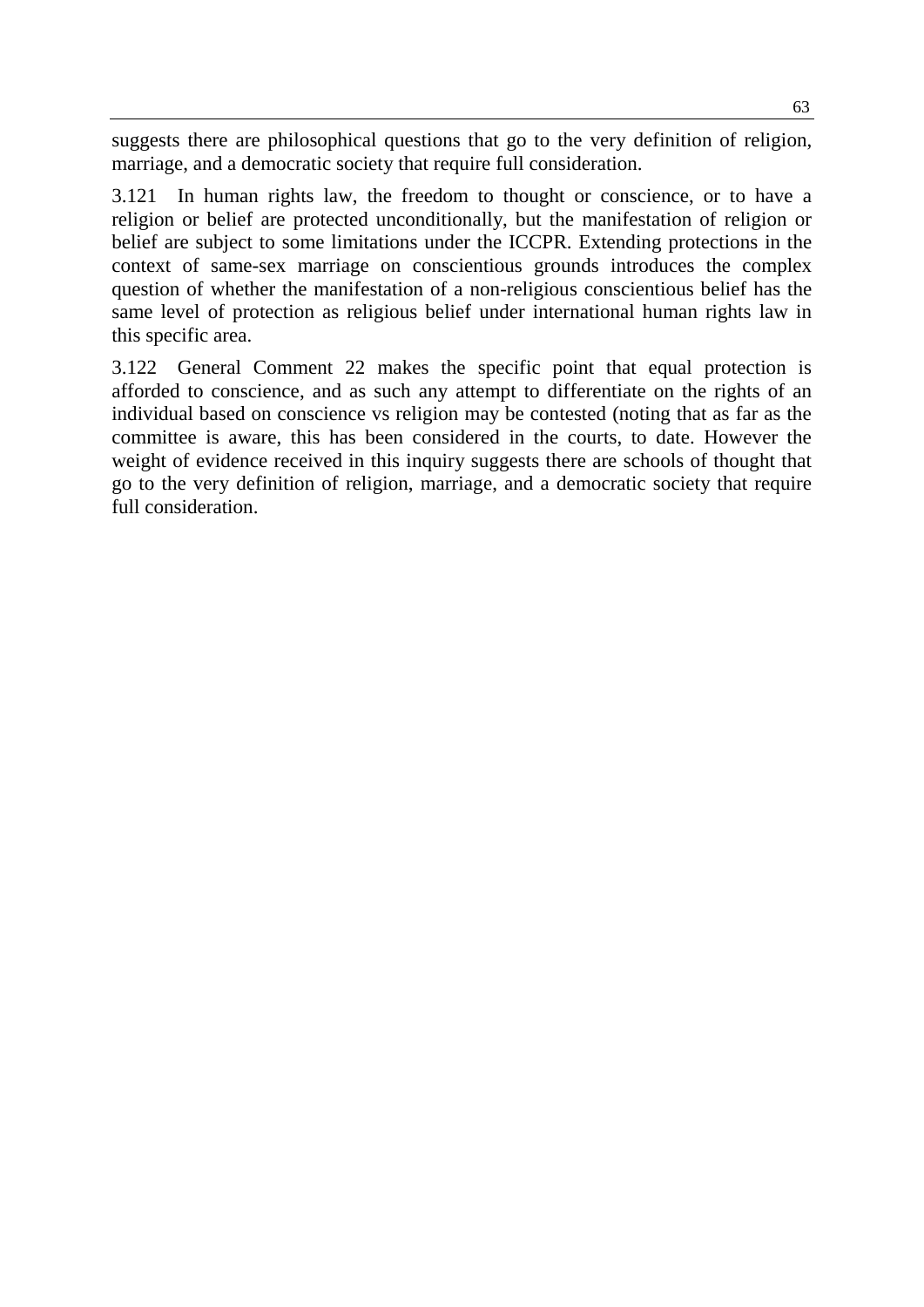suggests there are philosophical questions that go to the very definition of religion, marriage, and a democratic society that require full consideration.

3.121 In human rights law, the freedom to thought or conscience, or to have a religion or belief are protected unconditionally, but the manifestation of religion or belief are subject to some limitations under the ICCPR. Extending protections in the context of same-sex marriage on conscientious grounds introduces the complex question of whether the manifestation of a non-religious conscientious belief has the same level of protection as religious belief under international human rights law in this specific area.

3.122 General Comment 22 makes the specific point that equal protection is afforded to conscience, and as such any attempt to differentiate on the rights of an individual based on conscience vs religion may be contested (noting that as far as the committee is aware, this has been considered in the courts, to date. However the weight of evidence received in this inquiry suggests there are schools of thought that go to the very definition of religion, marriage, and a democratic society that require full consideration.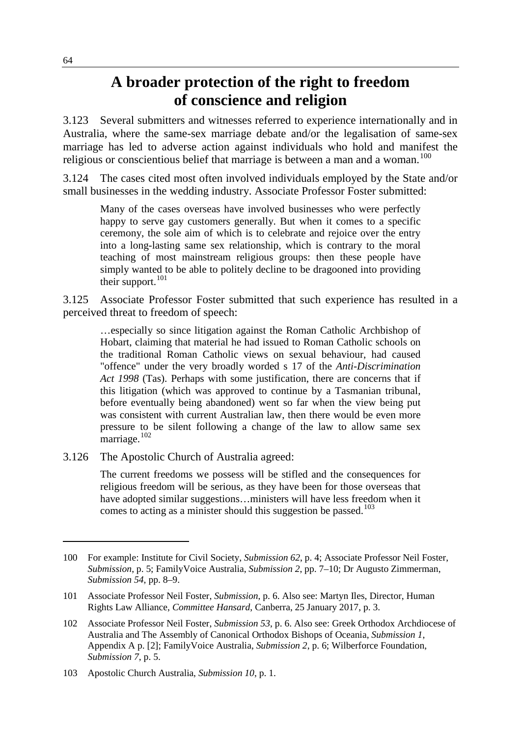## A broader protection of the right to freedom of conscience and religion

3.123 Several submitters and witnesses referred to experience internationally and in Australia, where the same-sex marriage debate and/or the legalisation of same-sex marriage has led to adverse action against individuals who hold and manifest the religious or conscientious belief that marriage is between a man and a woman.[100]

3.124 The cases cited most often involved individuals employed by the State and/or small businesses in the wedding industry. Associate Professor Foster submitted:

> Many of the cases overseas have involved businesses who were perfectly happy to serve gay customers generally. But when it comes to a specific ceremony, the sole aim of which is to celebrate and rejoice over the entry into a long-lasting same sex relationship, which is contrary to the moral teaching of most mainstream religious groups: then these people have simply wanted to be able to politely decline to be dragooned into providing their support.[101]

3.125 Associate Professor Foster submitted that such experience has resulted in a perceived threat to freedom of speech:

> …especially so since litigation against the Roman Catholic Archbishop of Hobart, claiming that material he had issued to Roman Catholic schools on the traditional Roman Catholic views on sexual behaviour, had caused "offence" under the very broadly worded s 17 of the *Anti-Discrimination Act 1998* (Tas). Perhaps with some justification, there are concerns that if this litigation (which was approved to continue by a Tasmanian tribunal, before eventually being abandoned) went so far when the view being put was consistent with current Australian law, then there would be even more pressure to be silent following a change of the law to allow same sex marriage.[102]

3.126 The Apostolic Church of Australia agreed:

> The current freedoms we possess will be stifled and the consequences for religious freedom will be serious, as they have been for those overseas that have adopted similar suggestions…ministers will have less freedom when it comes to acting as a minister should this suggestion be passed.[103]

---

100 For example: Institute for Civil Society, *Submission 62*, p. 4; Associate Professor Neil Foster, *Submission*, p. 5; FamilyVoice Australia, *Submission 2*, pp. 7–10; Dr Augusto Zimmerman, *Submission 54*, pp. 8–9.

101 Associate Professor Neil Foster, *Submission*, p. 6. Also see: Martyn Iles, Director, Human Rights Law Alliance, *Committee Hansard*, Canberra, 25 January 2017, p. 3.

102 Associate Professor Neil Foster, *Submission 53*, p. 6. Also see: Greek Orthodox Archdiocese of Australia and The Assembly of Canonical Orthodox Bishops of Oceania, *Submission 1*, Appendix A p. [2]; FamilyVoice Australia, *Submission 2*, p. 6; Wilberforce Foundation, *Submission 7*, p. 5.

103 Apostolic Church Australia, *Submission 10*, p. 1.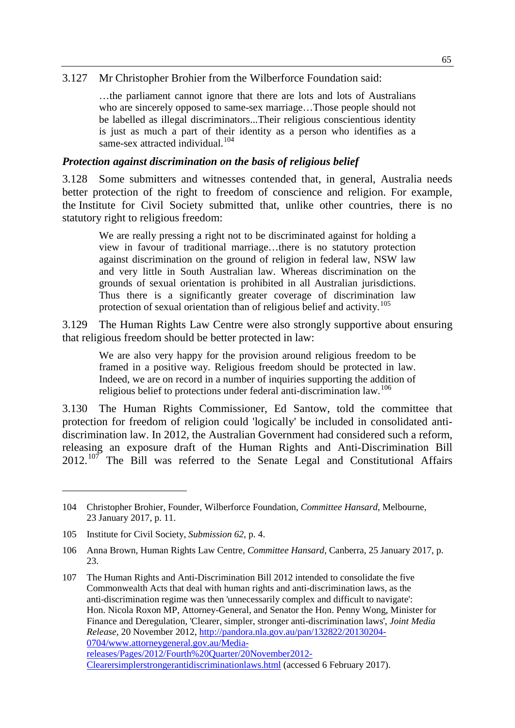3.127 Mr Christopher Brohier from the Wilberforce Foundation said:

> …the parliament cannot ignore that there are lots and lots of Australians who are sincerely opposed to same-sex marriage…Those people should not be labelled as illegal discriminators...Their religious conscientious identity is just as much a part of their identity as a person who identifies as a same-sex attracted individual.[104]

### *Protection against discrimination on the basis of religious belief*

3.128 Some submitters and witnesses contended that, in general, Australia needs better protection of the right to freedom of conscience and religion. For example, the Institute for Civil Society submitted that, unlike other countries, there is no statutory right to religious freedom:

> We are really pressing a right not to be discriminated against for holding a view in favour of traditional marriage…there is no statutory protection against discrimination on the ground of religion in federal law, NSW law and very little in South Australian law. Whereas discrimination on the grounds of sexual orientation is prohibited in all Australian jurisdictions. Thus there is a significantly greater coverage of discrimination law protection of sexual orientation than of religious belief and activity.[105]

3.129 The Human Rights Law Centre were also strongly supportive about ensuring that religious freedom should be better protected in law:

> We are also very happy for the provision around religious freedom to be framed in a positive way. Religious freedom should be protected in law. Indeed, we are on record in a number of inquiries supporting the addition of religious belief to protections under federal anti-discrimination law.[106]

3.130 The Human Rights Commissioner, Ed Santow, told the committee that protection for freedom of religion could 'logically' be included in consolidated anti-discrimination law. In 2012, the Australian Government had considered such a reform, releasing an exposure draft of the Human Rights and Anti-Discrimination Bill 2012.[107] The Bill was referred to the Senate Legal and Constitutional Affairs

---

104 Christopher Brohier, Founder, Wilberforce Foundation, *Committee Hansard*, Melbourne, 23 January 2017, p. 11.

105 Institute for Civil Society, *Submission 62*, p. 4.

106 Anna Brown, Human Rights Law Centre, *Committee Hansard*, Canberra, 25 January 2017, p. 23.

107 The Human Rights and Anti-Discrimination Bill 2012 intended to consolidate the five Commonwealth Acts that deal with human rights and anti-discrimination laws, as the anti-discrimination regime was then 'unnecessarily complex and difficult to navigate': Hon. Nicola Roxon MP, Attorney-General, and Senator the Hon. Penny Wong, Minister for Finance and Deregulation, 'Clearer, simpler, stronger anti-discrimination laws', *Joint Media Release*, 20 November 2012, http://pandora.nla.gov.au/pan/132822/20130204-0704/www.attorneygeneral.gov.au/Media-releases/Pages/2012/Fourth%20Quarter/20November2012-Clearersimplerstrongerantidiscriminationlaws.html (accessed 6 February 2017).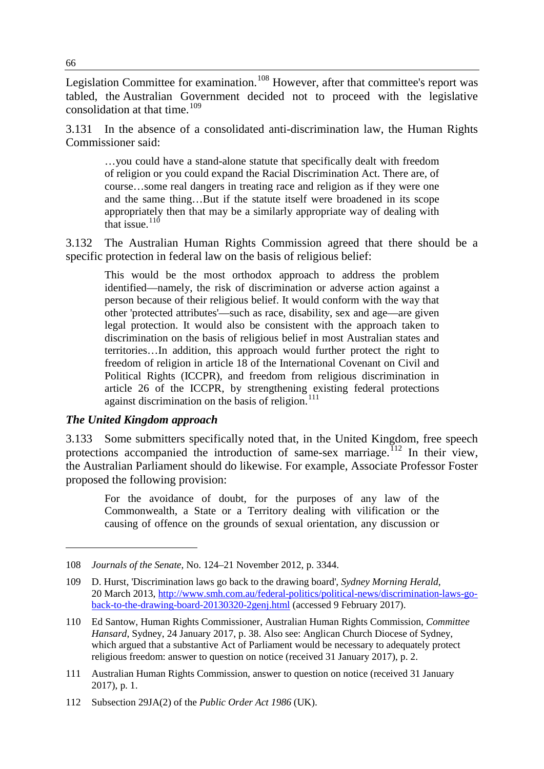Legislation Committee for examination.[108] However, after that committee's report was tabled, the Australian Government decided not to proceed with the legislative consolidation at that time.[109]

3.131 In the absence of a consolidated anti-discrimination law, the Human Rights Commissioner said:

> …you could have a stand-alone statute that specifically dealt with freedom of religion or you could expand the Racial Discrimination Act. There are, of course…some real dangers in treating race and religion as if they were one and the same thing…But if the statute itself were broadened in its scope appropriately then that may be a similarly appropriate way of dealing with that issue.[110]

3.132 The Australian Human Rights Commission agreed that there should be a specific protection in federal law on the basis of religious belief:

> This would be the most orthodox approach to address the problem identified—namely, the risk of discrimination or adverse action against a person because of their religious belief. It would conform with the way that other 'protected attributes'—such as race, disability, sex and age—are given legal protection. It would also be consistent with the approach taken to discrimination on the basis of religious belief in most Australian states and territories…In addition, this approach would further protect the right to freedom of religion in article 18 of the International Covenant on Civil and Political Rights (ICCPR), and freedom from religious discrimination in article 26 of the ICCPR, by strengthening existing federal protections against discrimination on the basis of religion.[111]

### *The United Kingdom approach*

3.133 Some submitters specifically noted that, in the United Kingdom, free speech protections accompanied the introduction of same-sex marriage.[112] In their view, the Australian Parliament should do likewise. For example, Associate Professor Foster proposed the following provision:

> For the avoidance of doubt, for the purposes of any law of the Commonwealth, a State or a Territory dealing with vilification or the causing of offence on the grounds of sexual orientation, any discussion or

---

108 *Journals of the Senate*, No. 124–21 November 2012, p. 3344.

109 D. Hurst, 'Discrimination laws go back to the drawing board', *Sydney Morning Herald*, 20 March 2013, http://www.smh.com.au/federal-politics/political-news/discrimination-laws-go-back-to-the-drawing-board-20130320-2genj.html (accessed 9 February 2017).

110 Ed Santow, Human Rights Commissioner, Australian Human Rights Commission, *Committee Hansard*, Sydney, 24 January 2017, p. 38. Also see: Anglican Church Diocese of Sydney, which argued that a substantive Act of Parliament would be necessary to adequately protect religious freedom: answer to question on notice (received 31 January 2017), p. 2.

111 Australian Human Rights Commission, answer to question on notice (received 31 January 2017), p. 1.

112 Subsection 29JA(2) of the *Public Order Act 1986* (UK).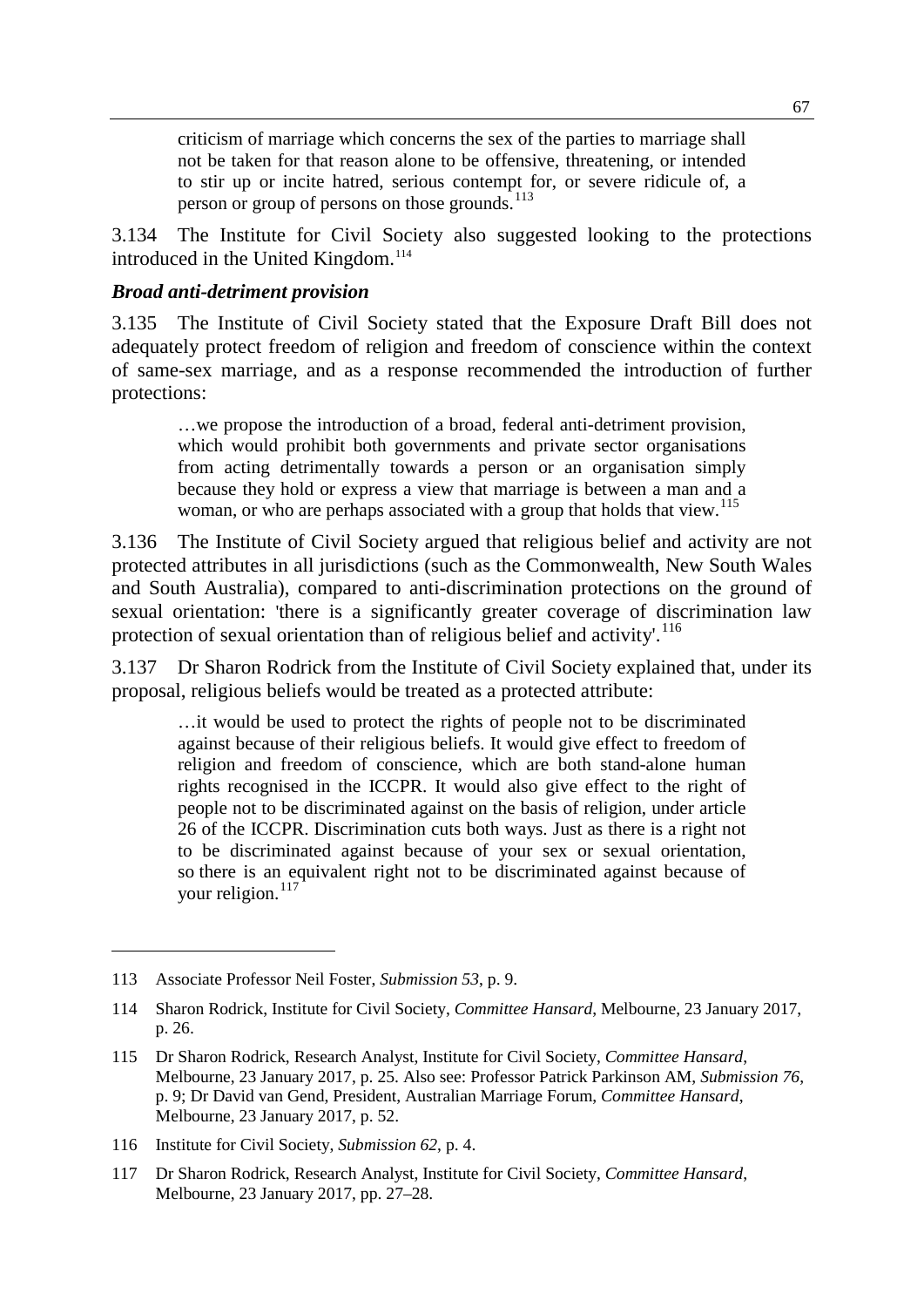> criticism of marriage which concerns the sex of the parties to marriage shall not be taken for that reason alone to be offensive, threatening, or intended to stir up or incite hatred, serious contempt for, or severe ridicule of, a person or group of persons on those grounds.[113]

3.134 The Institute for Civil Society also suggested looking to the protections introduced in the United Kingdom.[114]

### *Broad anti-detriment provision*

3.135 The Institute of Civil Society stated that the Exposure Draft Bill does not adequately protect freedom of religion and freedom of conscience within the context of same-sex marriage, and as a response recommended the introduction of further protections:

> …we propose the introduction of a broad, federal anti-detriment provision, which would prohibit both governments and private sector organisations from acting detrimentally towards a person or an organisation simply because they hold or express a view that marriage is between a man and a woman, or who are perhaps associated with a group that holds that view.[115]

3.136 The Institute of Civil Society argued that religious belief and activity are not protected attributes in all jurisdictions (such as the Commonwealth, New South Wales and South Australia), compared to anti-discrimination protections on the ground of sexual orientation: 'there is a significantly greater coverage of discrimination law protection of sexual orientation than of religious belief and activity'.[116]

3.137 Dr Sharon Rodrick from the Institute of Civil Society explained that, under its proposal, religious beliefs would be treated as a protected attribute:

> …it would be used to protect the rights of people not to be discriminated against because of their religious beliefs. It would give effect to freedom of religion and freedom of conscience, which are both stand-alone human rights recognised in the ICCPR. It would also give effect to the right of people not to be discriminated against on the basis of religion, under article 26 of the ICCPR. Discrimination cuts both ways. Just as there is a right not to be discriminated against because of your sex or sexual orientation, so there is an equivalent right not to be discriminated against because of your religion.[117]

---

113 Associate Professor Neil Foster, *Submission 53*, p. 9.

114 Sharon Rodrick, Institute for Civil Society, *Committee Hansard*, Melbourne, 23 January 2017, p. 26.

115 Dr Sharon Rodrick, Research Analyst, Institute for Civil Society, *Committee Hansard*, Melbourne, 23 January 2017, p. 25. Also see: Professor Patrick Parkinson AM, *Submission 76*, p. 9; Dr David van Gend, President, Australian Marriage Forum, *Committee Hansard*, Melbourne, 23 January 2017, p. 52.

116 Institute for Civil Society, *Submission 62*, p. 4.

117 Dr Sharon Rodrick, Research Analyst, Institute for Civil Society, *Committee Hansard*, Melbourne, 23 January 2017, pp. 27–28.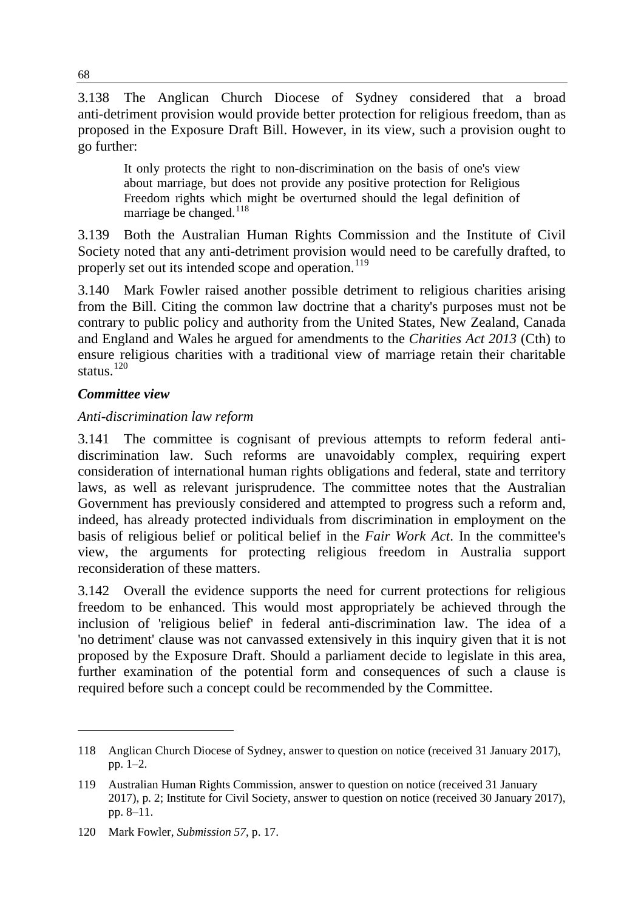3.138 The Anglican Church Diocese of Sydney considered that a broad anti-detriment provision would provide better protection for religious freedom, than as proposed in the Exposure Draft Bill. However, in its view, such a provision ought to go further:

> It only protects the right to non-discrimination on the basis of one's view about marriage, but does not provide any positive protection for Religious Freedom rights which might be overturned should the legal definition of marriage be changed.[118]

3.139 Both the Australian Human Rights Commission and the Institute of Civil Society noted that any anti-detriment provision would need to be carefully drafted, to properly set out its intended scope and operation.[119]

3.140 Mark Fowler raised another possible detriment to religious charities arising from the Bill. Citing the common law doctrine that a charity's purposes must not be contrary to public policy and authority from the United States, New Zealand, Canada and England and Wales he argued for amendments to the *Charities Act 2013* (Cth) to ensure religious charities with a traditional view of marriage retain their charitable status.[120]

### *Committee view*

#### *Anti-discrimination law reform*

3.141 The committee is cognisant of previous attempts to reform federal anti-discrimination law. Such reforms are unavoidably complex, requiring expert consideration of international human rights obligations and federal, state and territory laws, as well as relevant jurisprudence. The committee notes that the Australian Government has previously considered and attempted to progress such a reform and, indeed, has already protected individuals from discrimination in employment on the basis of religious belief or political belief in the *Fair Work Act*. In the committee's view, the arguments for protecting religious freedom in Australia support reconsideration of these matters.

3.142 Overall the evidence supports the need for current protections for religious freedom to be enhanced. This would most appropriately be achieved through the inclusion of 'religious belief' in federal anti-discrimination law. The idea of a 'no detriment' clause was not canvassed extensively in this inquiry given that it is not proposed by the Exposure Draft. Should a parliament decide to legislate in this area, further examination of the potential form and consequences of such a clause is required before such a concept could be recommended by the Committee.

---

118 Anglican Church Diocese of Sydney, answer to question on notice (received 31 January 2017), pp. 1–2.

119 Australian Human Rights Commission, answer to question on notice (received 31 January 2017), p. 2; Institute for Civil Society, answer to question on notice (received 30 January 2017), pp. 8–11.

120 Mark Fowler, *Submission 57*, p. 17.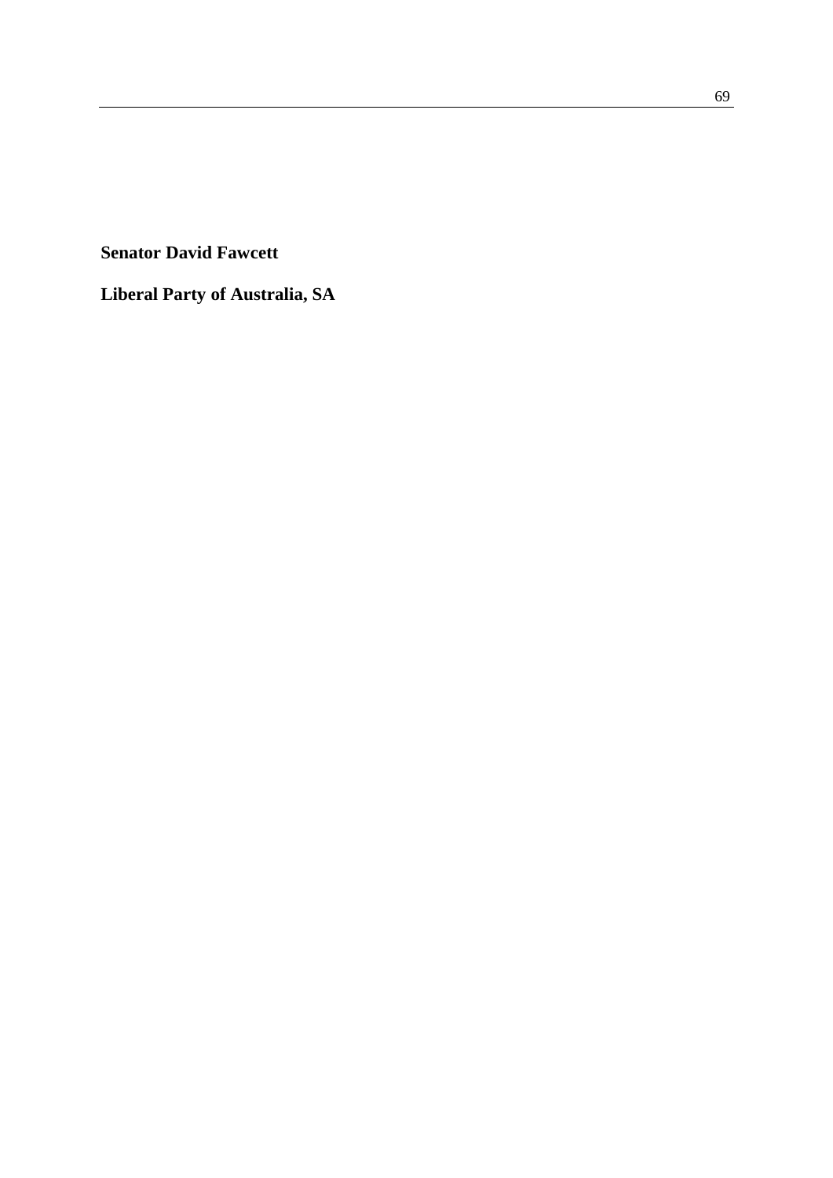**Senator David Fawcett**

**Liberal Party of Australia, SA**